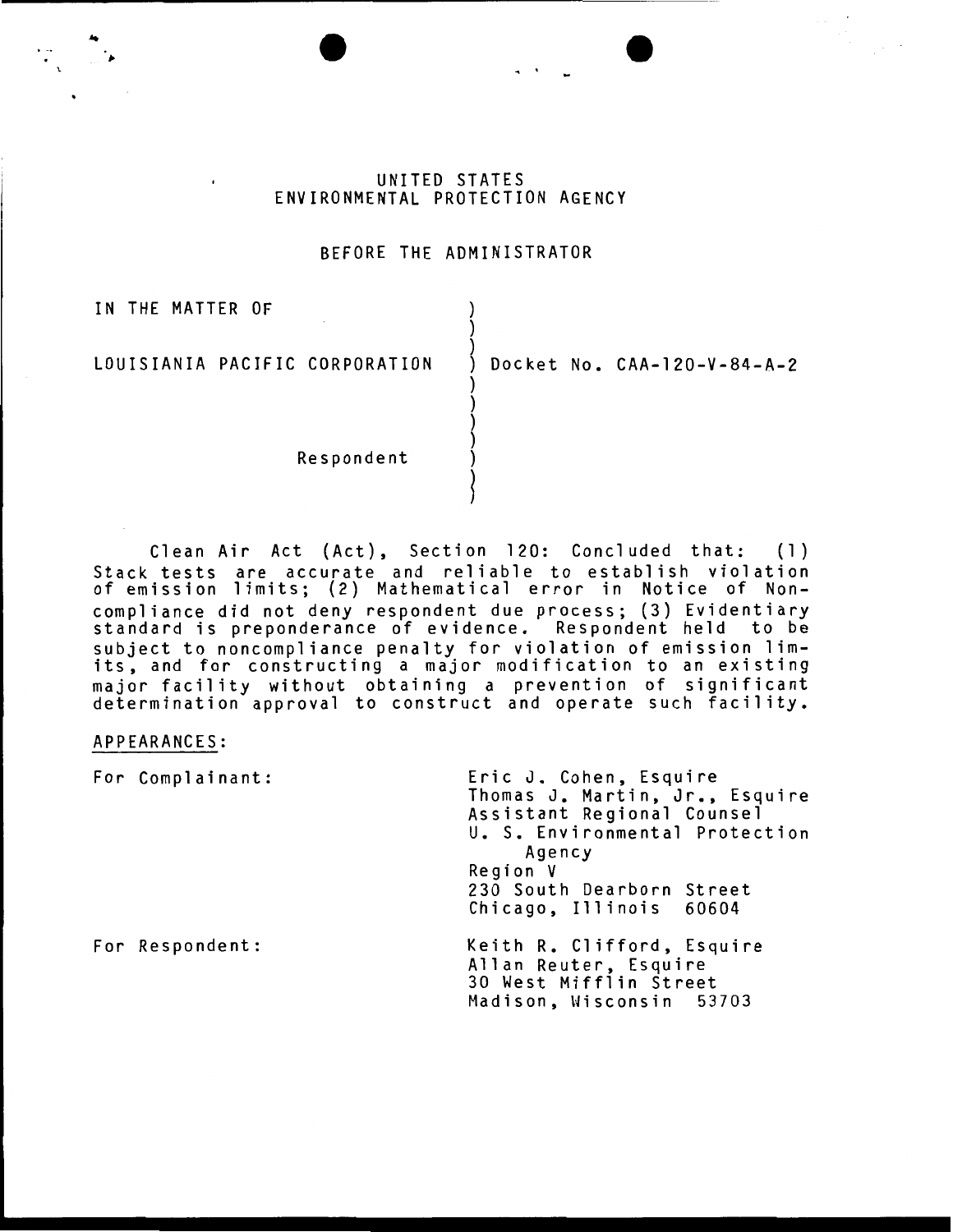UNITED STATES
ENVIRONMENTAL PROTECTION AGENCY

BEFORE THE ADMINISTRATOR

IN THE MATTER OF

LOUISIANIA PACIFIC CORPORATION ) Docket No. CAA-120-V-84-A-2

Respondent

Clean Air Act (Act), Section 120: Concluded that: (1) Stack tests are accurate and reliable to establish violation of emission limits; (2) Mathematical error in Notice of Noncompliance did not deny respondent due process; (3) Evidentiary standard is preponderance of evidence. Respondent held to be subject to noncompliance penalty for violation of emission limits, and for constructing a major modification to an existing major facility without obtaining a prevention of significant determination approval to construct and operate such facility.

APPEARANCES:

For Complainant:

Eric J. Cohen, Esquire
Thomas J. Martin, Jr., Esquire
Assistant Regional Counsel
U. S. Environmental Protection Agency
Region V
230 South Dearborn Street
Chicago, Illinois 60604

For Respondent:

Keith R. Clifford, Esquire
Allan Reuter, Esquire
30 West Mifflin Street
Madison, Wisconsin 53703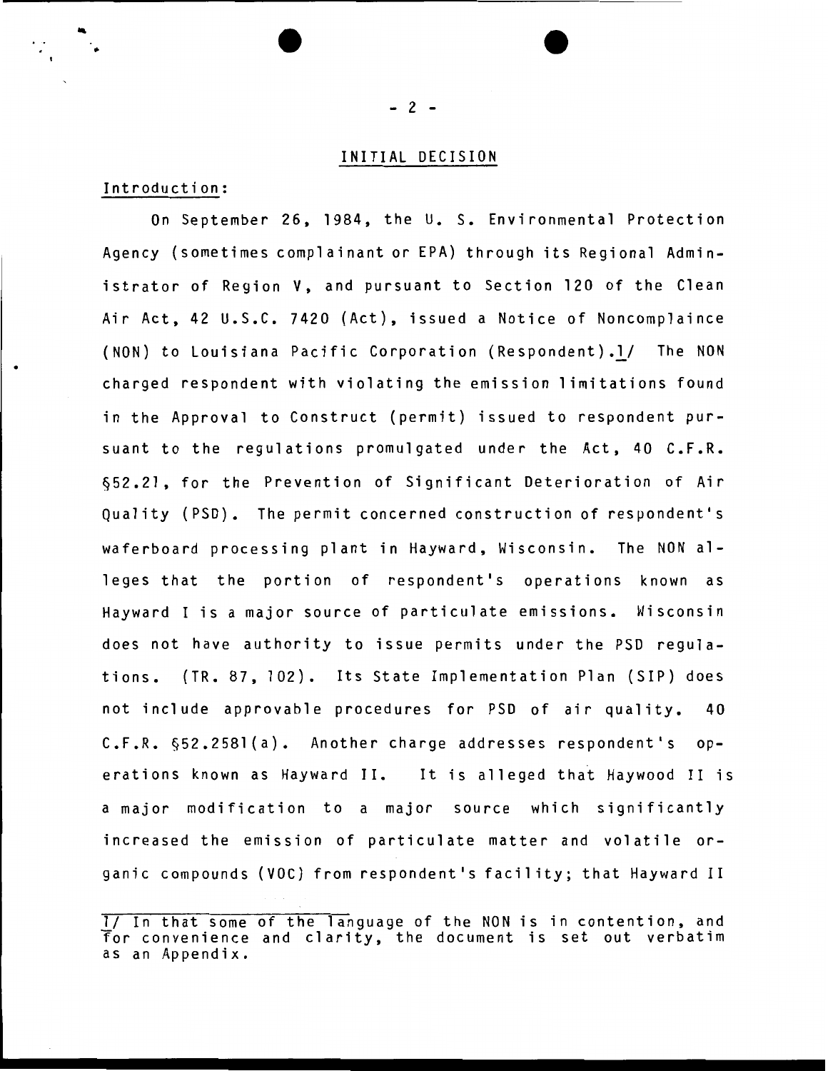## INITIAL DECISION

Introduction:

On September 26, 1984, the U. S. Environmental Protection Agency (sometimes complainant or EPA) through its Regional Administrator of Region V, and pursuant to Section 120 of the Clean Air Act, 42 U.S.C. 7420 (Act), issued a Notice of Noncomplaince (NON) to Louisiana Pacific Corporation (Respondent).1/ The NON charged respondent with violating the emission limitations found in the Approval to Construct (permit) issued to respondent pursuant to the regulations promulgated under the Act, 40 C.F.R. §52.21, for the Prevention of Significant Deterioration of Air Quality (PSD). The permit concerned construction of respondent's waferboard processing plant in Hayward, Wisconsin. The NON alleges that the portion of respondent's operations known as Hayward I is a major source of particulate emissions. Wisconsin does not have authority to issue permits under the PSD regulations. (TR. 87, 102). Its State Implementation Plan (SIP) does not include approvable procedures for PSD of air quality. 40 C.F.R. §52.2581(a). Another charge addresses respondent's operations known as Hayward II. It is alleged that Haywood II is a major modification to a major source which significantly increased the emission of particulate matter and volatile organic compounds (VOC) from respondent's facility; that Hayward II

---

1/ In that some of the language of the NON is in contention, and for convenience and clarity, the document is set out verbatim as an Appendix.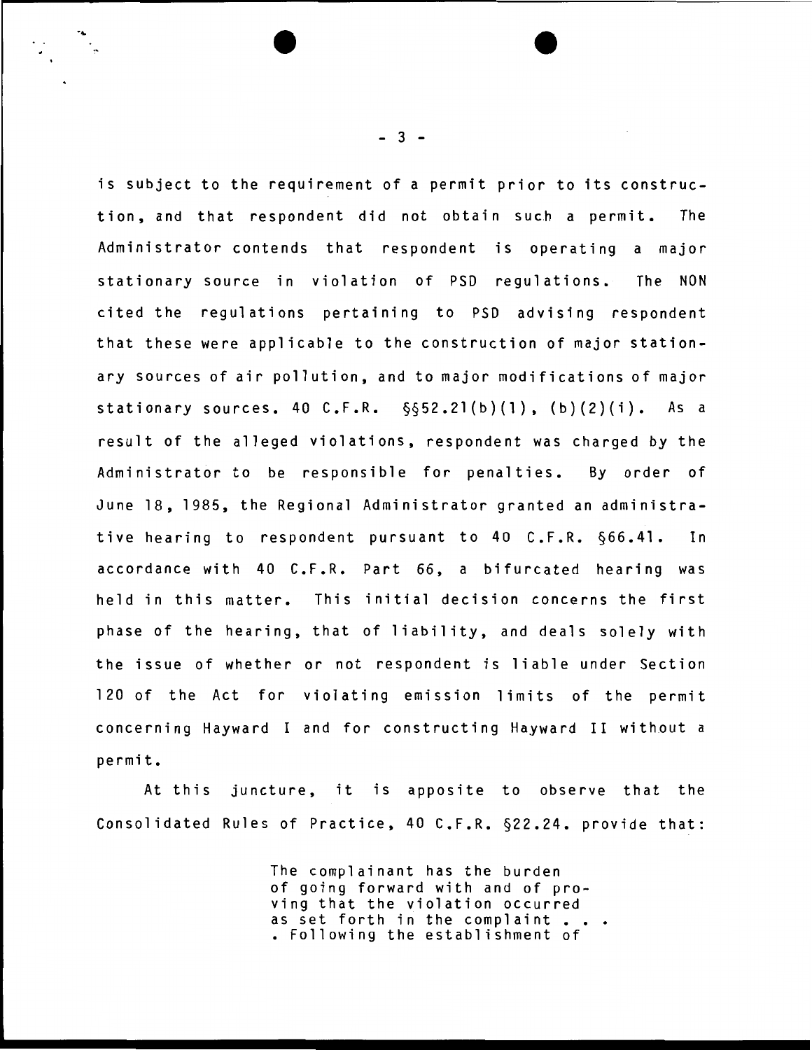is subject to the requirement of a permit prior to its construction, and that respondent did not obtain such a permit. The Administrator contends that respondent is operating a major stationary source in violation of PSD regulations. The NON cited the regulations pertaining to PSD advising respondent that these were applicable to the construction of major stationary sources of air pollution, and to major modifications of major stationary sources. 40 C.F.R. §§52.21(b)(1), (b)(2)(i). As a result of the alleged violations, respondent was charged by the Administrator to be responsible for penalties. By order of June 18, 1985, the Regional Administrator granted an administrative hearing to respondent pursuant to 40 C.F.R. §66.41. In accordance with 40 C.F.R. Part 66, a bifurcated hearing was held in this matter. This initial decision concerns the first phase of the hearing, that of liability, and deals solely with the issue of whether or not respondent is liable under Section 120 of the Act for violating emission limits of the permit concerning Hayward I and for constructing Hayward II without a permit.

At this juncture, it is apposite to observe that the Consolidated Rules of Practice, 40 C.F.R. §22.24. provide that:

> The complainant has the burden of going forward with and of proving that the violation occurred as set forth in the complaint . . . . Following the establishment of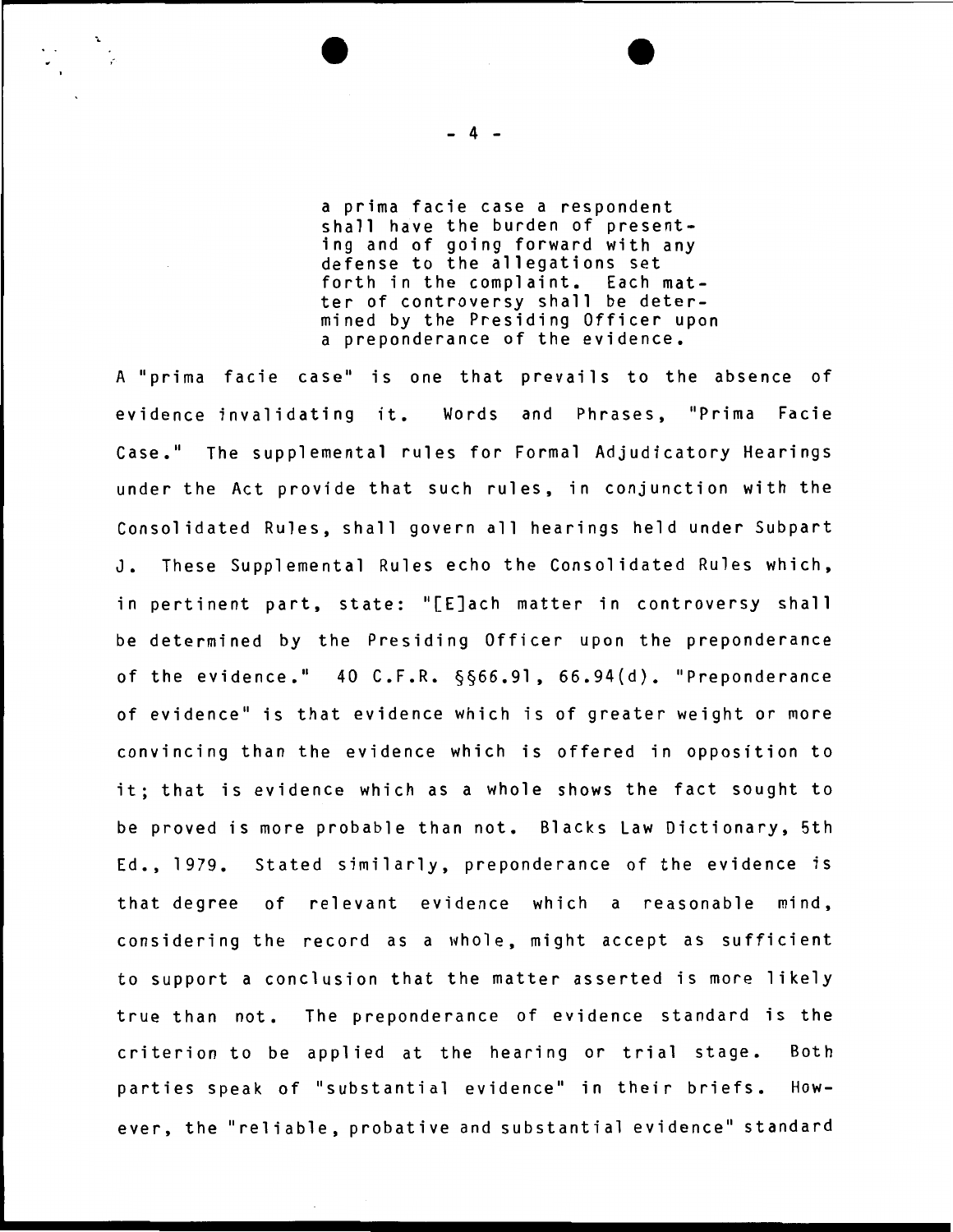> a prima facie case a respondent shall have the burden of presenting and of going forward with any defense to the allegations set forth in the complaint. Each matter of controversy shall be determined by the Presiding Officer upon a preponderance of the evidence.

A "prima facie case" is one that prevails to the absence of evidence invalidating it. Words and Phrases, "Prima Facie Case." The supplemental rules for Formal Adjudicatory Hearings under the Act provide that such rules, in conjunction with the Consolidated Rules, shall govern all hearings held under Subpart J. These Supplemental Rules echo the Consolidated Rules which, in pertinent part, state: "[E]ach matter in controversy shall be determined by the Presiding Officer upon the preponderance of the evidence." 40 C.F.R. §§66.91, 66.94(d). "Preponderance of evidence" is that evidence which is of greater weight or more convincing than the evidence which is offered in opposition to it; that is evidence which as a whole shows the fact sought to be proved is more probable than not. Blacks Law Dictionary, 5th Ed., 1979. Stated similarly, preponderance of the evidence is that degree of relevant evidence which a reasonable mind, considering the record as a whole, might accept as sufficient to support a conclusion that the matter asserted is more likely true than not. The preponderance of evidence standard is the criterion to be applied at the hearing or trial stage. Both parties speak of "substantial evidence" in their briefs. However, the "reliable, probative and substantial evidence" standard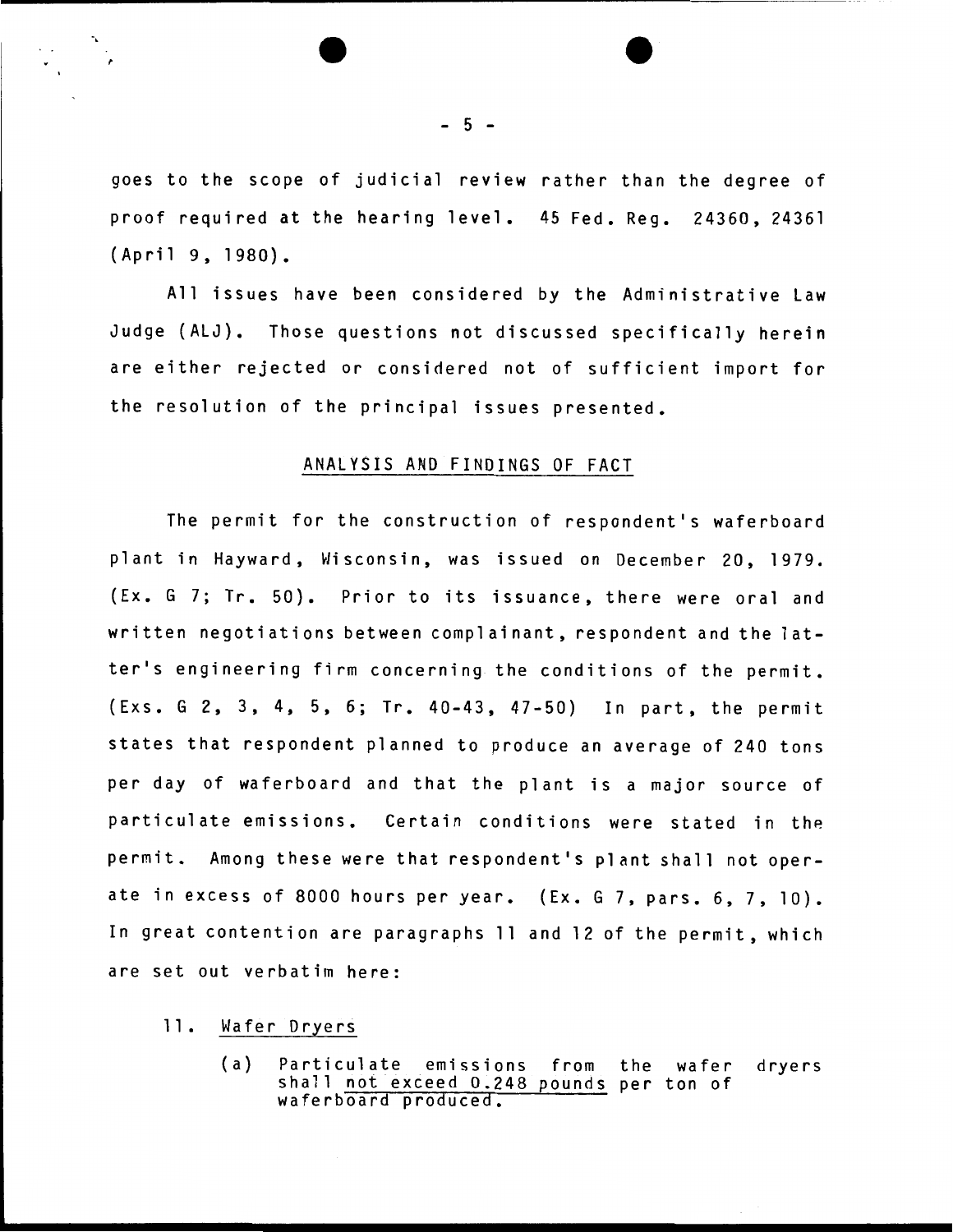goes to the scope of judicial review rather than the degree of proof required at the hearing level. 45 Fed. Reg. 24360, 24361 (April 9, 1980).

All issues have been considered by the Administrative Law Judge (ALJ). Those questions not discussed specifically herein are either rejected or considered not of sufficient import for the resolution of the principal issues presented.

## ANALYSIS AND FINDINGS OF FACT

The permit for the construction of respondent's waferboard plant in Hayward, Wisconsin, was issued on December 20, 1979. (Ex. G 7; Tr. 50). Prior to its issuance, there were oral and written negotiations between complainant, respondent and the latter's engineering firm concerning the conditions of the permit. (Exs. G 2, 3, 4, 5, 6; Tr. 40-43, 47-50) In part, the permit states that respondent planned to produce an average of 240 tons per day of waferboard and that the plant is a major source of particulate emissions. Certain conditions were stated in the permit. Among these were that respondent's plant shall not operate in excess of 8000 hours per year. (Ex. G 7, pars. 6, 7, 10). In great contention are paragraphs 11 and 12 of the permit, which are set out verbatim here:

11. Wafer Dryers

    (a) Particulate emissions from the wafer dryers shall not exceed 0.248 pounds per ton of waferboard produced.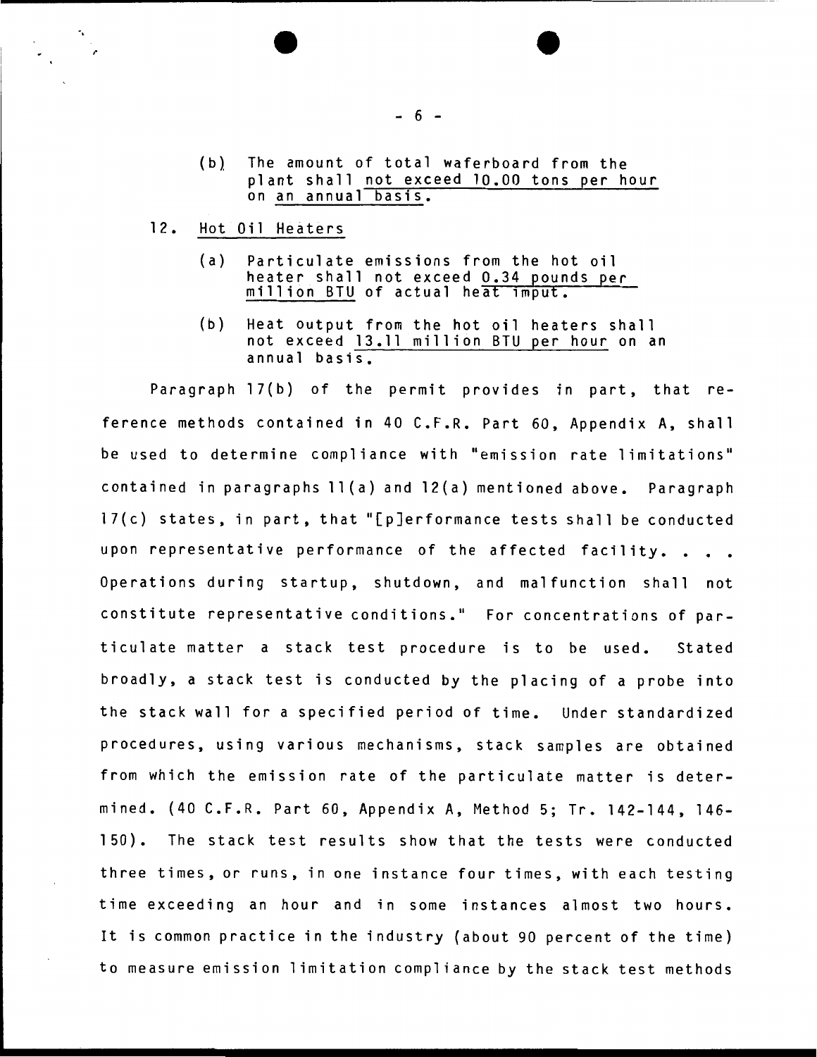(b) The amount of total waferboard from the plant shall not exceed 10.00 tons per hour on an annual basis.

12. Hot Oil Heaters

(a) Particulate emissions from the hot oil heater shall not exceed 0.34 pounds per million BTU of actual heat imput.

(b) Heat output from the hot oil heaters shall not exceed 13.11 million BTU per hour on an annual basis.

Paragraph 17(b) of the permit provides in part, that reference methods contained in 40 C.F.R. Part 60, Appendix A, shall be used to determine compliance with "emission rate limitations" contained in paragraphs 11(a) and 12(a) mentioned above. Paragraph 17(c) states, in part, that "[p]erformance tests shall be conducted upon representative performance of the affected facility. . . . Operations during startup, shutdown, and malfunction shall not constitute representative conditions." For concentrations of particulate matter a stack test procedure is to be used. Stated broadly, a stack test is conducted by the placing of a probe into the stack wall for a specified period of time. Under standardized procedures, using various mechanisms, stack samples are obtained from which the emission rate of the particulate matter is determined. (40 C.F.R. Part 60, Appendix A, Method 5; Tr. 142-144, 146-150). The stack test results show that the tests were conducted three times, or runs, in one instance four times, with each testing time exceeding an hour and in some instances almost two hours. It is common practice in the industry (about 90 percent of the time) to measure emission limitation compliance by the stack test methods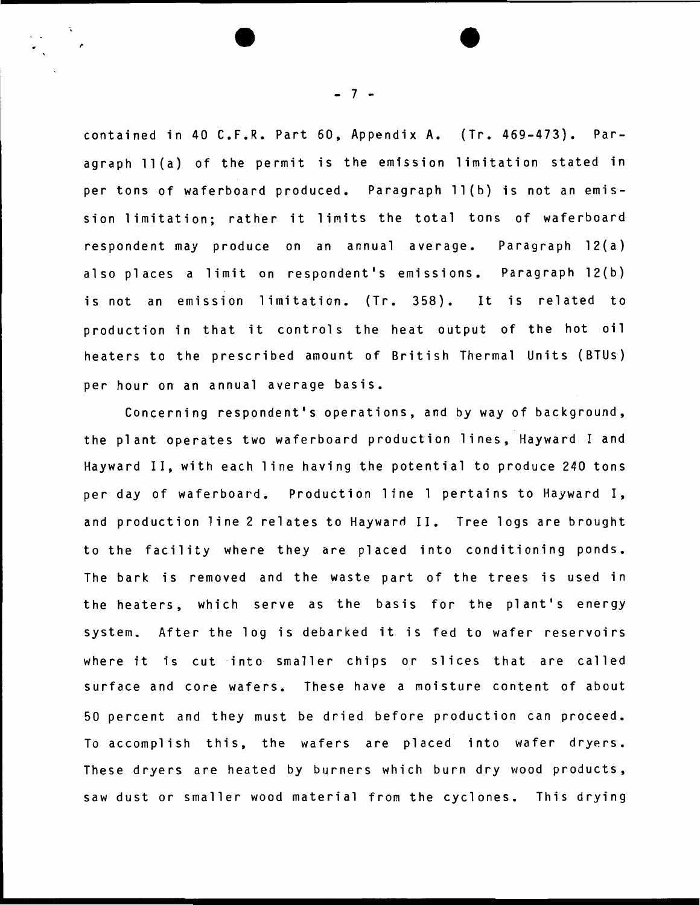contained in 40 C.F.R. Part 60, Appendix A. (Tr. 469-473). Paragraph 11(a) of the permit is the emission limitation stated in per tons of waferboard produced. Paragraph 11(b) is not an emission limitation; rather it limits the total tons of waferboard respondent may produce on an annual average. Paragraph 12(a) also places a limit on respondent's emissions. Paragraph 12(b) is not an emission limitation. (Tr. 358). It is related to production in that it controls the heat output of the hot oil heaters to the prescribed amount of British Thermal Units (BTUs) per hour on an annual average basis.

Concerning respondent's operations, and by way of background, the plant operates two waferboard production lines, Hayward I and Hayward II, with each line having the potential to produce 240 tons per day of waferboard. Production line 1 pertains to Hayward I, and production line 2 relates to Hayward II. Tree logs are brought to the facility where they are placed into conditioning ponds. The bark is removed and the waste part of the trees is used in the heaters, which serve as the basis for the plant's energy system. After the log is debarked it is fed to wafer reservoirs where it is cut into smaller chips or slices that are called surface and core wafers. These have a moisture content of about 50 percent and they must be dried before production can proceed. To accomplish this, the wafers are placed into wafer dryers. These dryers are heated by burners which burn dry wood products, saw dust or smaller wood material from the cyclones. This drying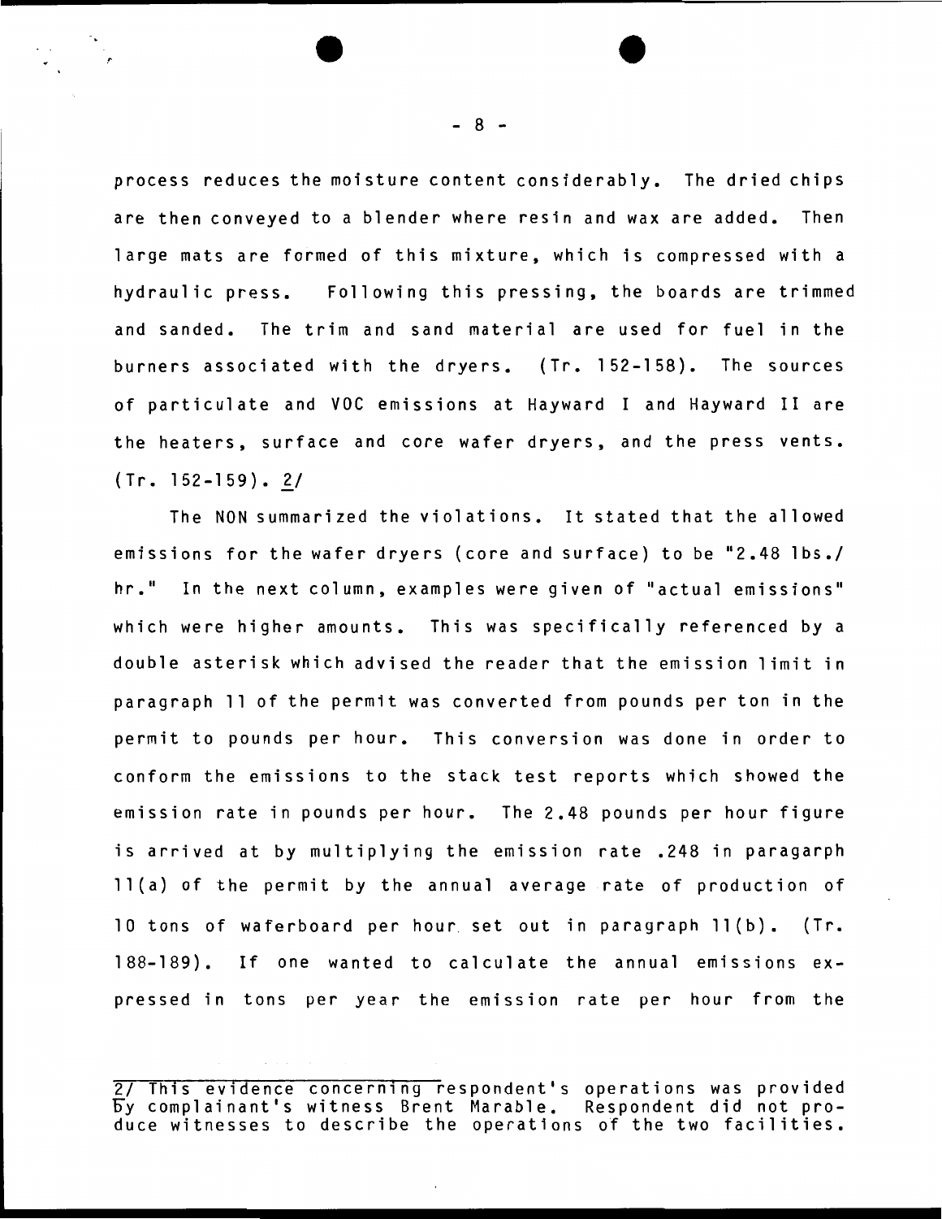process reduces the moisture content considerably. The dried chips are then conveyed to a blender where resin and wax are added. Then large mats are formed of this mixture, which is compressed with a hydraulic press. Following this pressing, the boards are trimmed and sanded. The trim and sand material are used for fuel in the burners associated with the dryers. (Tr. 152-158). The sources of particulate and VOC emissions at Hayward I and Hayward II are the heaters, surface and core wafer dryers, and the press vents. (Tr. 152-159). 2/

The NON summarized the violations. It stated that the allowed emissions for the wafer dryers (core and surface) to be "2.48 lbs./hr." In the next column, examples were given of "actual emissions" which were higher amounts. This was specifically referenced by a double asterisk which advised the reader that the emission limit in paragraph 11 of the permit was converted from pounds per ton in the permit to pounds per hour. This conversion was done in order to conform the emissions to the stack test reports which showed the emission rate in pounds per hour. The 2.48 pounds per hour figure is arrived at by multiplying the emission rate .248 in paragarph 11(a) of the permit by the annual average rate of production of 10 tons of waferboard per hour set out in paragraph 11(b). (Tr. 188-189). If one wanted to calculate the annual emissions expressed in tons per year the emission rate per hour from the

---

2/ This evidence concerning respondent's operations was provided by complainant's witness Brent Marable. Respondent did not produce witnesses to describe the operations of the two facilities.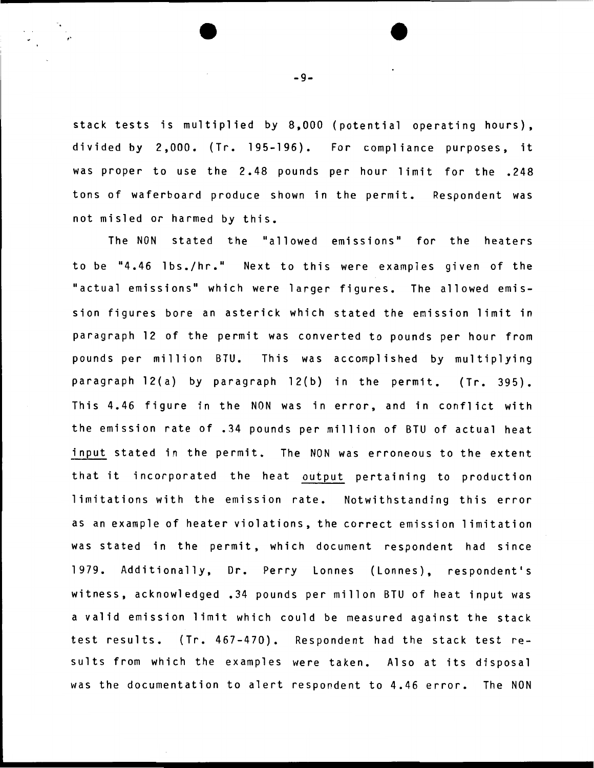stack tests is multiplied by 8,000 (potential operating hours), divided by 2,000. (Tr. 195-196). For compliance purposes, it was proper to use the 2.48 pounds per hour limit for the .248 tons of waferboard produce shown in the permit. Respondent was not misled or harmed by this.

The NON stated the "allowed emissions" for the heaters to be "4.46 lbs./hr." Next to this were examples given of the "actual emissions" which were larger figures. The allowed emission figures bore an asterick which stated the emission limit in paragraph 12 of the permit was converted to pounds per hour from pounds per million BTU. This was accomplished by multiplying paragraph 12(a) by paragraph 12(b) in the permit. (Tr. 395). This 4.46 figure in the NON was in error, and in conflict with the emission rate of .34 pounds per million of BTU of actual heat input stated in the permit. The NON was erroneous to the extent that it incorporated the heat output pertaining to production limitations with the emission rate. Notwithstanding this error as an example of heater violations, the correct emission limitation was stated in the permit, which document respondent had since 1979. Additionally, Dr. Perry Lonnes (Lonnes), respondent's witness, acknowledged .34 pounds per millon BTU of heat input was a valid emission limit which could be measured against the stack test results. (Tr. 467-470). Respondent had the stack test results from which the examples were taken. Also at its disposal was the documentation to alert respondent to 4.46 error. The NON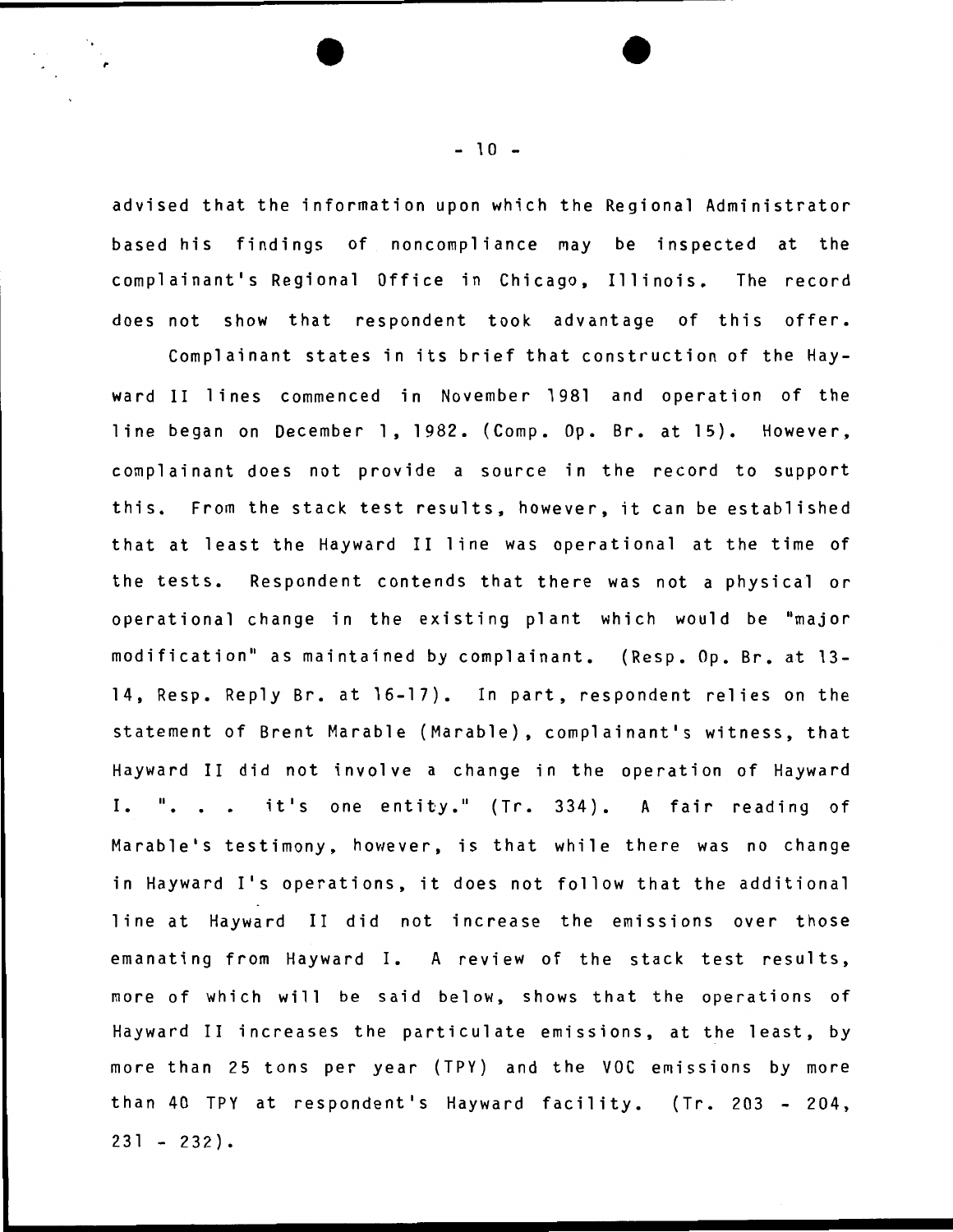advised that the information upon which the Regional Administrator based his findings of noncompliance may be inspected at the complainant's Regional Office in Chicago, Illinois. The record does not show that respondent took advantage of this offer.

Complainant states in its brief that construction of the Hayward II lines commenced in November 1981 and operation of the line began on December 1, 1982. (Comp. Op. Br. at 15). However, complainant does not provide a source in the record to support this. From the stack test results, however, it can be established that at least the Hayward II line was operational at the time of the tests. Respondent contends that there was not a physical or operational change in the existing plant which would be "major modification" as maintained by complainant. (Resp. Op. Br. at 13-14, Resp. Reply Br. at 16-17). In part, respondent relies on the statement of Brent Marable (Marable), complainant's witness, that Hayward II did not involve a change in the operation of Hayward I. ". . . it's one entity." (Tr. 334). A fair reading of Marable's testimony, however, is that while there was no change in Hayward I's operations, it does not follow that the additional line at Hayward II did not increase the emissions over those emanating from Hayward I. A review of the stack test results, more of which will be said below, shows that the operations of Hayward II increases the particulate emissions, at the least, by more than 25 tons per year (TPY) and the VOC emissions by more than 40 TPY at respondent's Hayward facility. (Tr. 203 - 204, 231 - 232).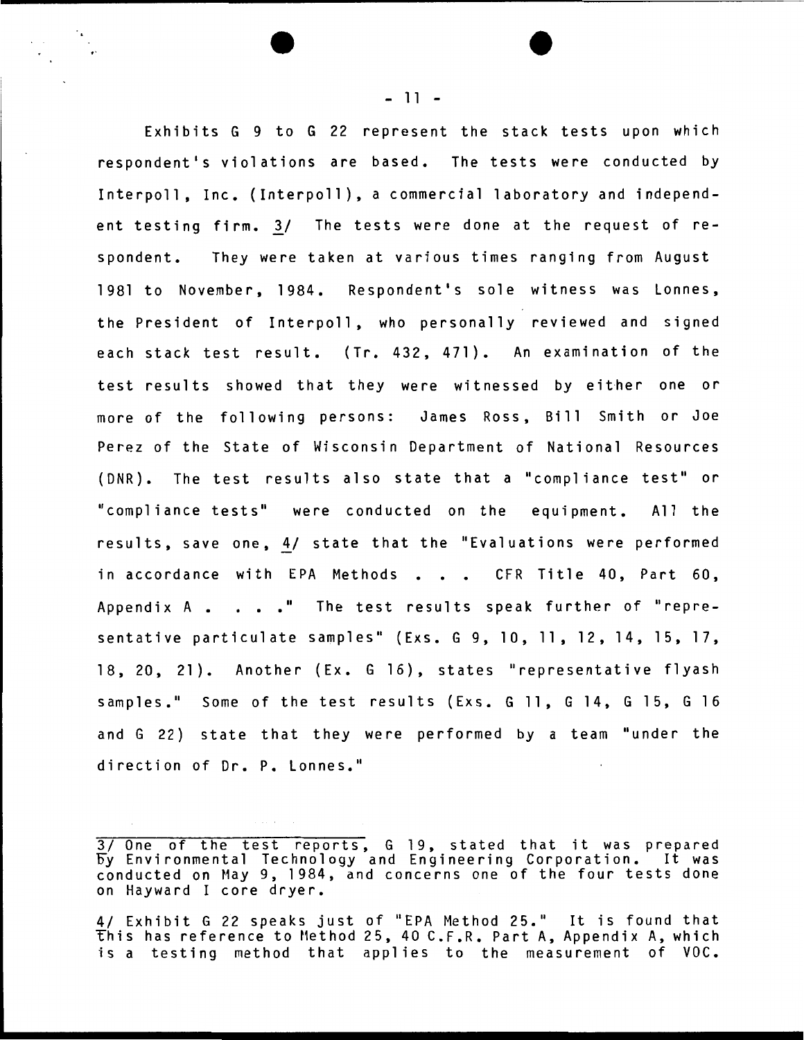Exhibits G 9 to G 22 represent the stack tests upon which respondent's violations are based. The tests were conducted by Interpoll, Inc. (Interpoll), a commercial laboratory and independent testing firm. 3/ The tests were done at the request of respondent. They were taken at various times ranging from August 1981 to November, 1984. Respondent's sole witness was Lonnes, the President of Interpoll, who personally reviewed and signed each stack test result. (Tr. 432, 471). An examination of the test results showed that they were witnessed by either one or more of the following persons: James Ross, Bill Smith or Joe Perez of the State of Wisconsin Department of National Resources (DNR). The test results also state that a "compliance test" or "compliance tests" were conducted on the equipment. All the results, save one, 4/ state that the "Evaluations were performed in accordance with EPA Methods . . . CFR Title 40, Part 60, Appendix A . . . ." The test results speak further of "representative particulate samples" (Exs. G 9, 10, 11, 12, 14, 15, 17, 18, 20, 21). Another (Ex. G 16), states "representative flyash samples." Some of the test results (Exs. G 11, G 14, G 15, G 16 and G 22) state that they were performed by a team "under the direction of Dr. P. Lonnes."

---

3/ One of the test reports, G 19, stated that it was prepared by Environmental Technology and Engineering Corporation. It was conducted on May 9, 1984, and concerns one of the four tests done on Hayward I core dryer.

4/ Exhibit G 22 speaks just of "EPA Method 25." It is found that this has reference to Method 25, 40 C.F.R. Part A, Appendix A, which is a testing method that applies to the measurement of VOC.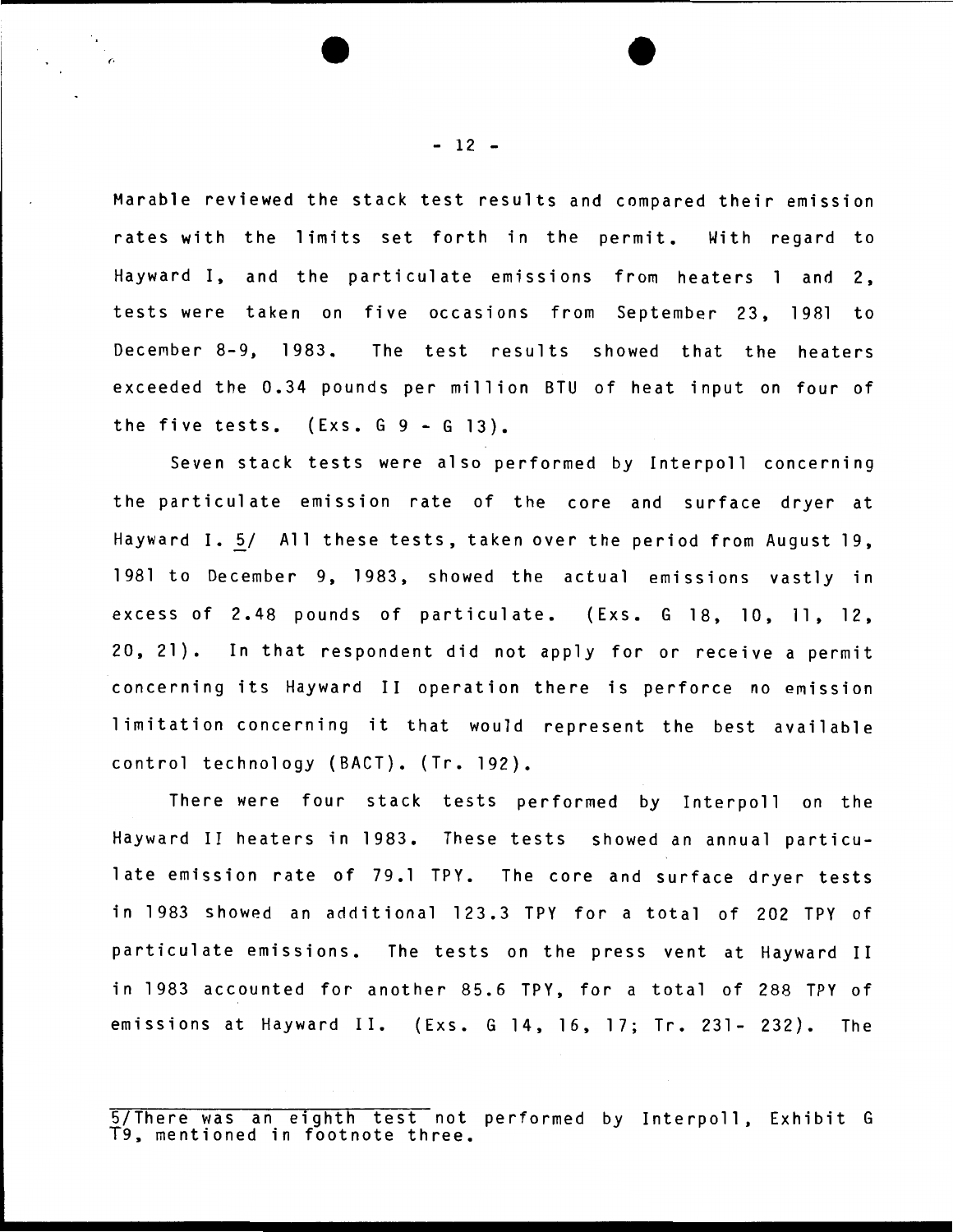Marable reviewed the stack test results and compared their emission rates with the limits set forth in the permit. With regard to Hayward I, and the particulate emissions from heaters 1 and 2, tests were taken on five occasions from September 23, 1981 to December 8-9, 1983. The test results showed that the heaters exceeded the 0.34 pounds per million BTU of heat input on four of the five tests. (Exs. G 9 - G 13).

Seven stack tests were also performed by Interpoll concerning the particulate emission rate of the core and surface dryer at Hayward I. 5/ All these tests, taken over the period from August 19, 1981 to December 9, 1983, showed the actual emissions vastly in excess of 2.48 pounds of particulate. (Exs. G 18, 10, 11, 12, 20, 21). In that respondent did not apply for or receive a permit concerning its Hayward II operation there is perforce no emission limitation concerning it that would represent the best available control technology (BACT). (Tr. 192).

There were four stack tests performed by Interpoll on the Hayward II heaters in 1983. These tests showed an annual particulate emission rate of 79.1 TPY. The core and surface dryer tests in 1983 showed an additional 123.3 TPY for a total of 202 TPY of particulate emissions. The tests on the press vent at Hayward II in 1983 accounted for another 85.6 TPY, for a total of 288 TPY of emissions at Hayward II. (Exs. G 14, 16, 17; Tr. 231- 232). The

---

5/There was an eighth test not performed by Interpoll, Exhibit G T9, mentioned in footnote three.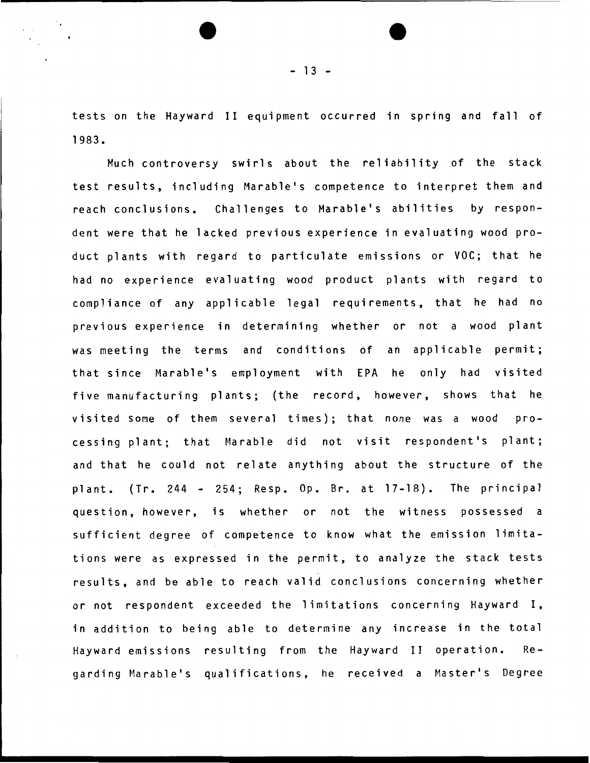tests on the Hayward II equipment occurred in spring and fall of 1983.

Much controversy swirls about the reliability of the stack test results, including Marable's competence to interpret them and reach conclusions. Challenges to Marable's abilities by respondent were that he lacked previous experience in evaluating wood product plants with regard to particulate emissions or VOC; that he had no experience evaluating wood product plants with regard to compliance of any applicable legal requirements, that he had no previous experience in determining whether or not a wood plant was meeting the terms and conditions of an applicable permit; that since Marable's employment with EPA he only had visited five manufacturing plants; (the record, however, shows that he visited some of them several times); that none was a wood processing plant; that Marable did not visit respondent's plant; and that he could not relate anything about the structure of the plant. (Tr. 244 - 254; Resp. Op. Br. at 17-18). The principal question, however, is whether or not the witness possessed a sufficient degree of competence to know what the emission limitations were as expressed in the permit, to analyze the stack tests results, and be able to reach valid conclusions concerning whether or not respondent exceeded the limitations concerning Hayward I, in addition to being able to determine any increase in the total Hayward emissions resulting from the Hayward II operation. Regarding Marable's qualifications, he received a Master's Degree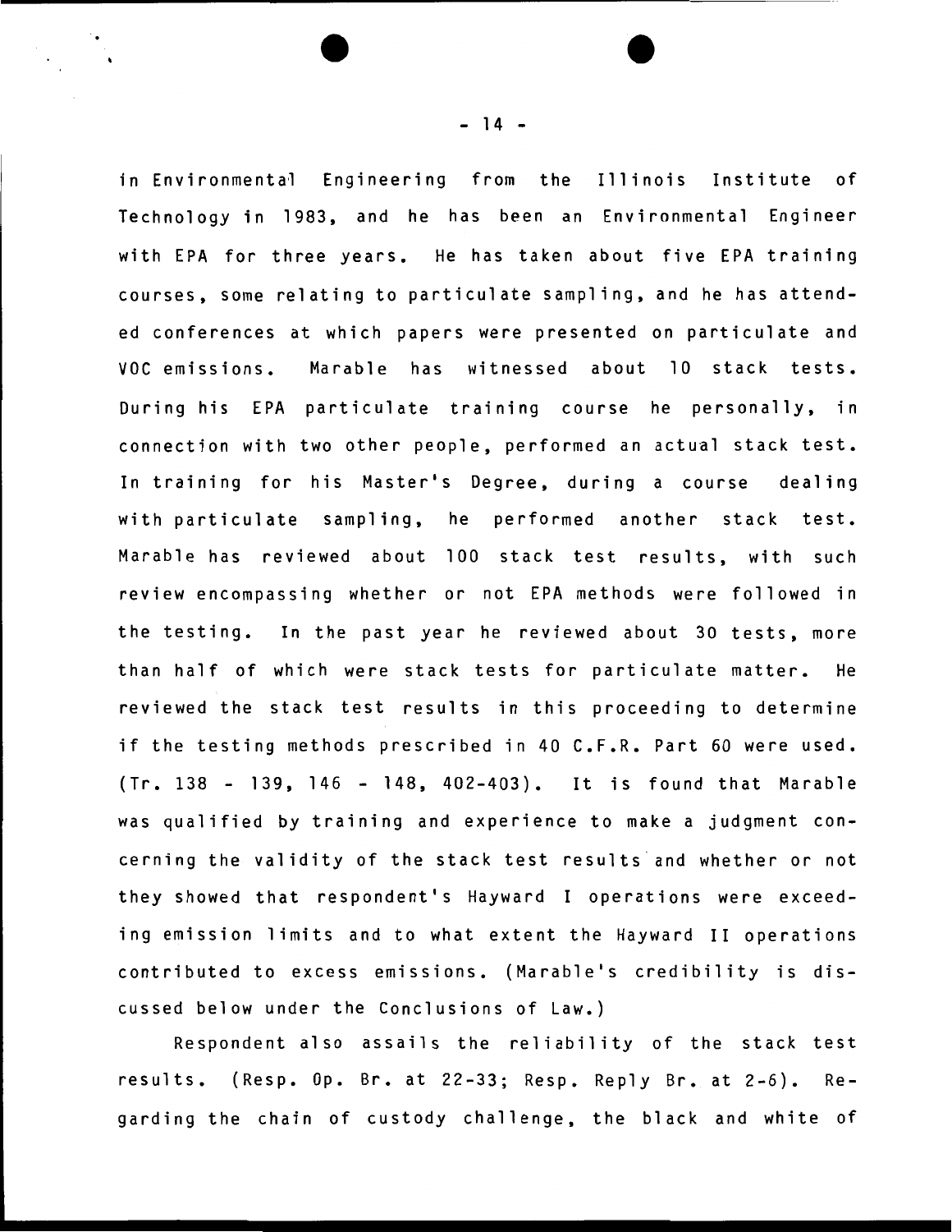in Environmental Engineering from the Illinois Institute of Technology in 1983, and he has been an Environmental Engineer with EPA for three years. He has taken about five EPA training courses, some relating to particulate sampling, and he has attended conferences at which papers were presented on particulate and VOC emissions. Marable has witnessed about 10 stack tests. During his EPA particulate training course he personally, in connection with two other people, performed an actual stack test. In training for his Master's Degree, during a course dealing with particulate sampling, he performed another stack test. Marable has reviewed about 100 stack test results, with such review encompassing whether or not EPA methods were followed in the testing. In the past year he reviewed about 30 tests, more than half of which were stack tests for particulate matter. He reviewed the stack test results in this proceeding to determine if the testing methods prescribed in 40 C.F.R. Part 60 were used. (Tr. 138 - 139, 146 - 148, 402-403). It is found that Marable was qualified by training and experience to make a judgment concerning the validity of the stack test results and whether or not they showed that respondent's Hayward I operations were exceeding emission limits and to what extent the Hayward II operations contributed to excess emissions. (Marable's credibility is discussed below under the Conclusions of Law.)

Respondent also assails the reliability of the stack test results. (Resp. Op. Br. at 22-33; Resp. Reply Br. at 2-6). Regarding the chain of custody challenge, the black and white of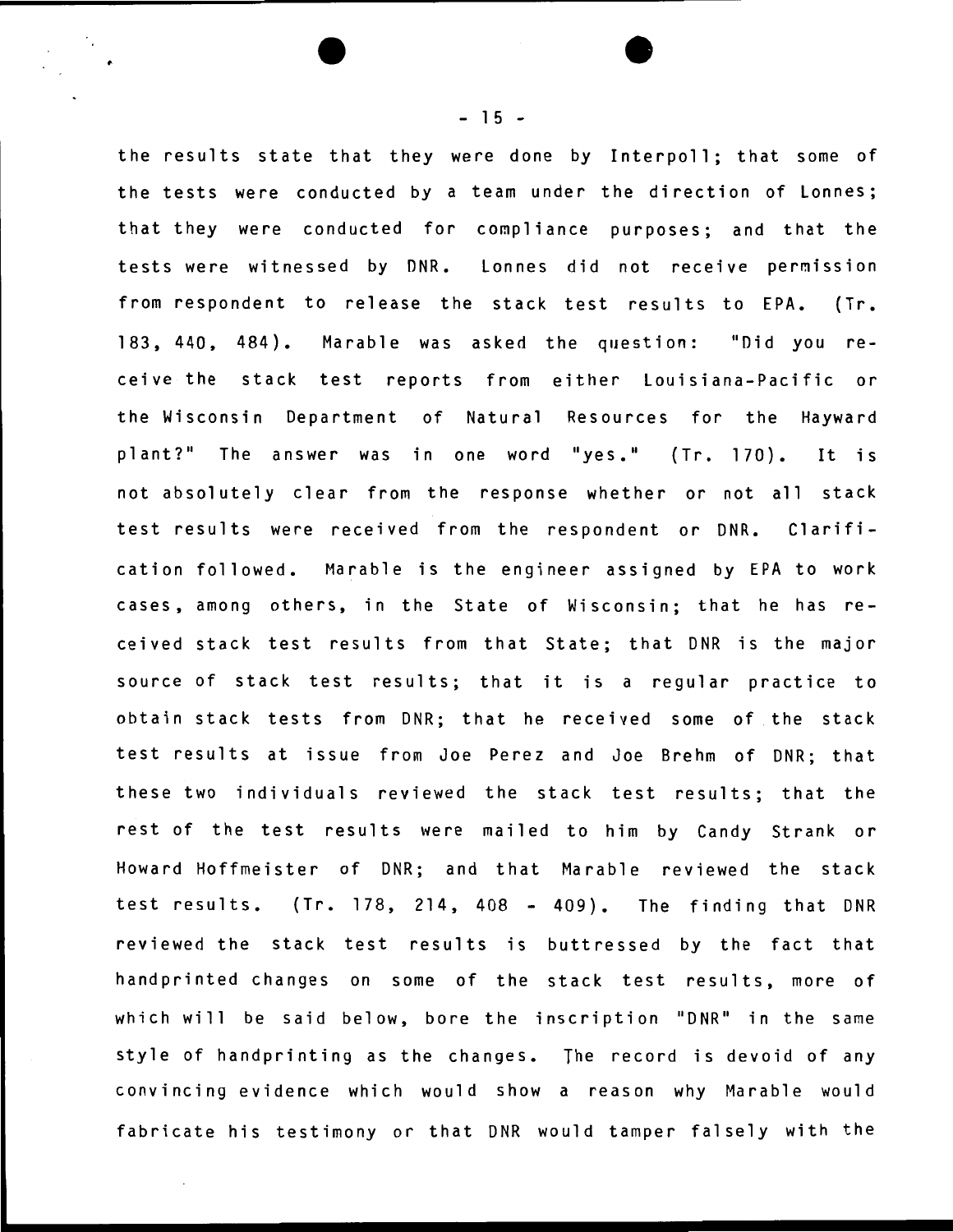the results state that they were done by Interpoll; that some of the tests were conducted by a team under the direction of Lonnes; that they were conducted for compliance purposes; and that the tests were witnessed by DNR. Lonnes did not receive permission from respondent to release the stack test results to EPA. (Tr. 183, 440, 484). Marable was asked the question: "Did you receive the stack test reports from either Louisiana-Pacific or the Wisconsin Department of Natural Resources for the Hayward plant?" The answer was in one word "yes." (Tr. 170). It is not absolutely clear from the response whether or not all stack test results were received from the respondent or DNR. Clarification followed. Marable is the engineer assigned by EPA to work cases, among others, in the State of Wisconsin; that he has received stack test results from that State; that DNR is the major source of stack test results; that it is a regular practice to obtain stack tests from DNR; that he received some of the stack test results at issue from Joe Perez and Joe Brehm of DNR; that these two individuals reviewed the stack test results; that the rest of the test results were mailed to him by Candy Strank or Howard Hoffmeister of DNR; and that Marable reviewed the stack test results. (Tr. 178, 214, 408 - 409). The finding that DNR reviewed the stack test results is buttressed by the fact that handprinted changes on some of the stack test results, more of which will be said below, bore the inscription "DNR" in the same style of handprinting as the changes. The record is devoid of any convincing evidence which would show a reason why Marable would fabricate his testimony or that DNR would tamper falsely with the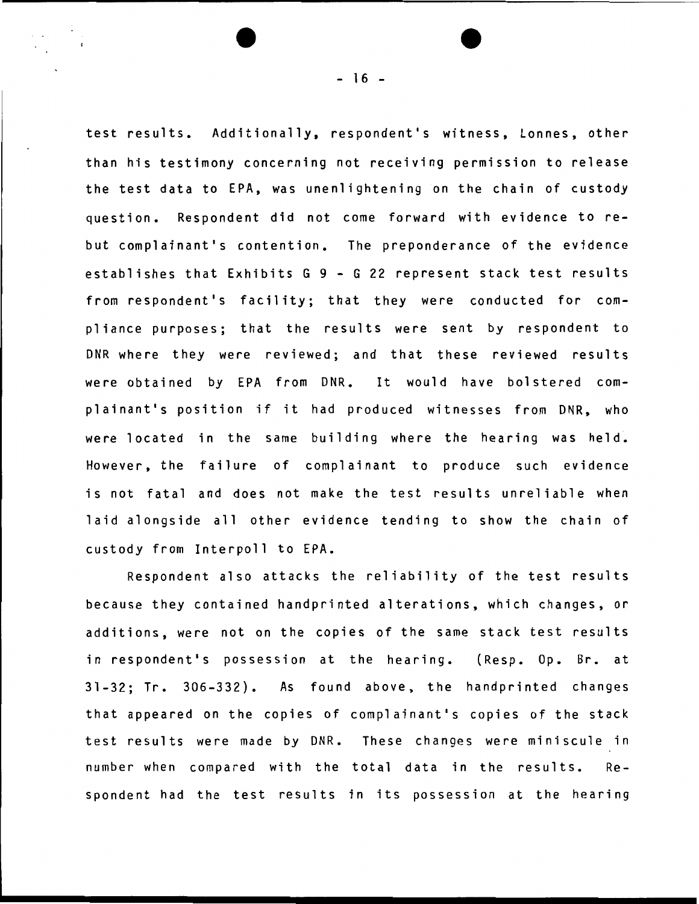test results. Additionally, respondent's witness, Lonnes, other than his testimony concerning not receiving permission to release the test data to EPA, was unenlightening on the chain of custody question. Respondent did not come forward with evidence to rebut complainant's contention. The preponderance of the evidence establishes that Exhibits G 9 - G 22 represent stack test results from respondent's facility; that they were conducted for compliance purposes; that the results were sent by respondent to DNR where they were reviewed; and that these reviewed results were obtained by EPA from DNR. It would have bolstered complainant's position if it had produced witnesses from DNR, who were located in the same building where the hearing was held. However, the failure of complainant to produce such evidence is not fatal and does not make the test results unreliable when laid alongside all other evidence tending to show the chain of custody from Interpoll to EPA.

Respondent also attacks the reliability of the test results because they contained handprinted alterations, which changes, or additions, were not on the copies of the same stack test results in respondent's possession at the hearing. (Resp. Op. Br. at 31-32; Tr. 306-332). As found above, the handprinted changes that appeared on the copies of complainant's copies of the stack test results were made by DNR. These changes were miniscule in number when compared with the total data in the results. Respondent had the test results in its possession at the hearing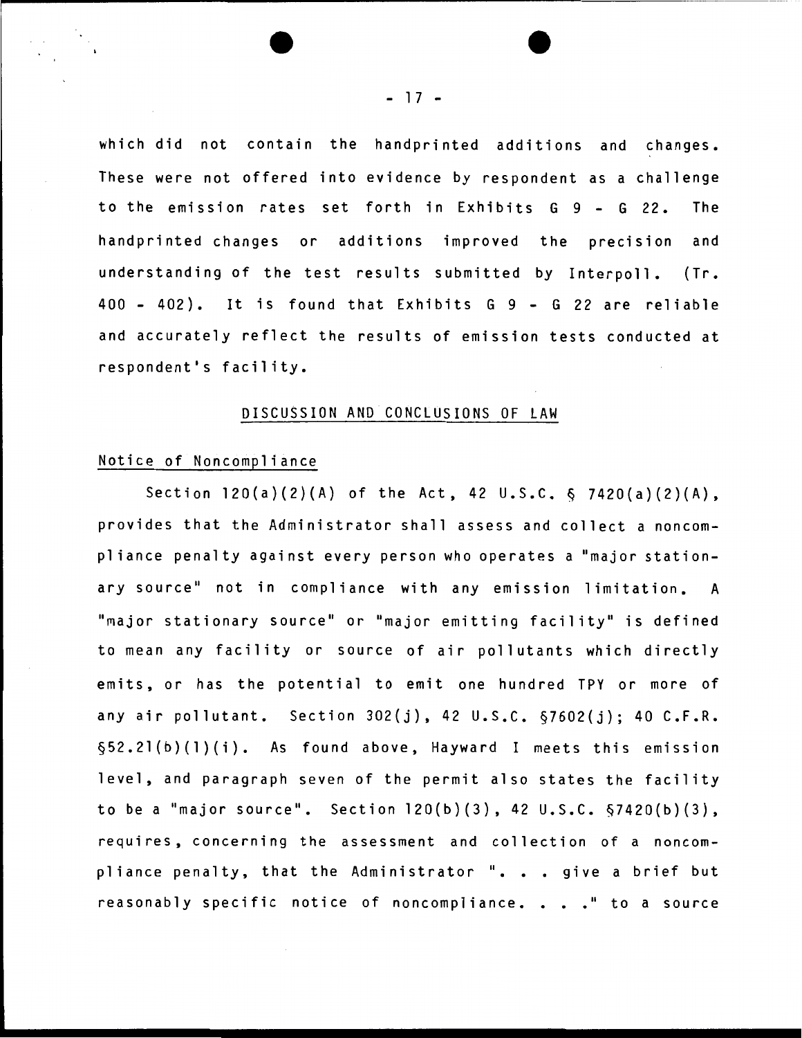which did not contain the handprinted additions and changes. These were not offered into evidence by respondent as a challenge to the emission rates set forth in Exhibits G 9 - G 22. The handprinted changes or additions improved the precision and understanding of the test results submitted by Interpoll. (Tr. 400 - 402). It is found that Exhibits G 9 - G 22 are reliable and accurately reflect the results of emission tests conducted at respondent's facility.

## DISCUSSION AND CONCLUSIONS OF LAW

### Notice of Noncompliance

Section 120(a)(2)(A) of the Act, 42 U.S.C. § 7420(a)(2)(A), provides that the Administrator shall assess and collect a noncompliance penalty against every person who operates a "major stationary source" not in compliance with any emission limitation. A "major stationary source" or "major emitting facility" is defined to mean any facility or source of air pollutants which directly emits, or has the potential to emit one hundred TPY or more of any air pollutant. Section 302(j), 42 U.S.C. §7602(j); 40 C.F.R. §52.21(b)(1)(i). As found above, Hayward I meets this emission level, and paragraph seven of the permit also states the facility to be a "major source". Section 120(b)(3), 42 U.S.C. §7420(b)(3), requires, concerning the assessment and collection of a noncompliance penalty, that the Administrator ". . . give a brief but reasonably specific notice of noncompliance. . . ." to a source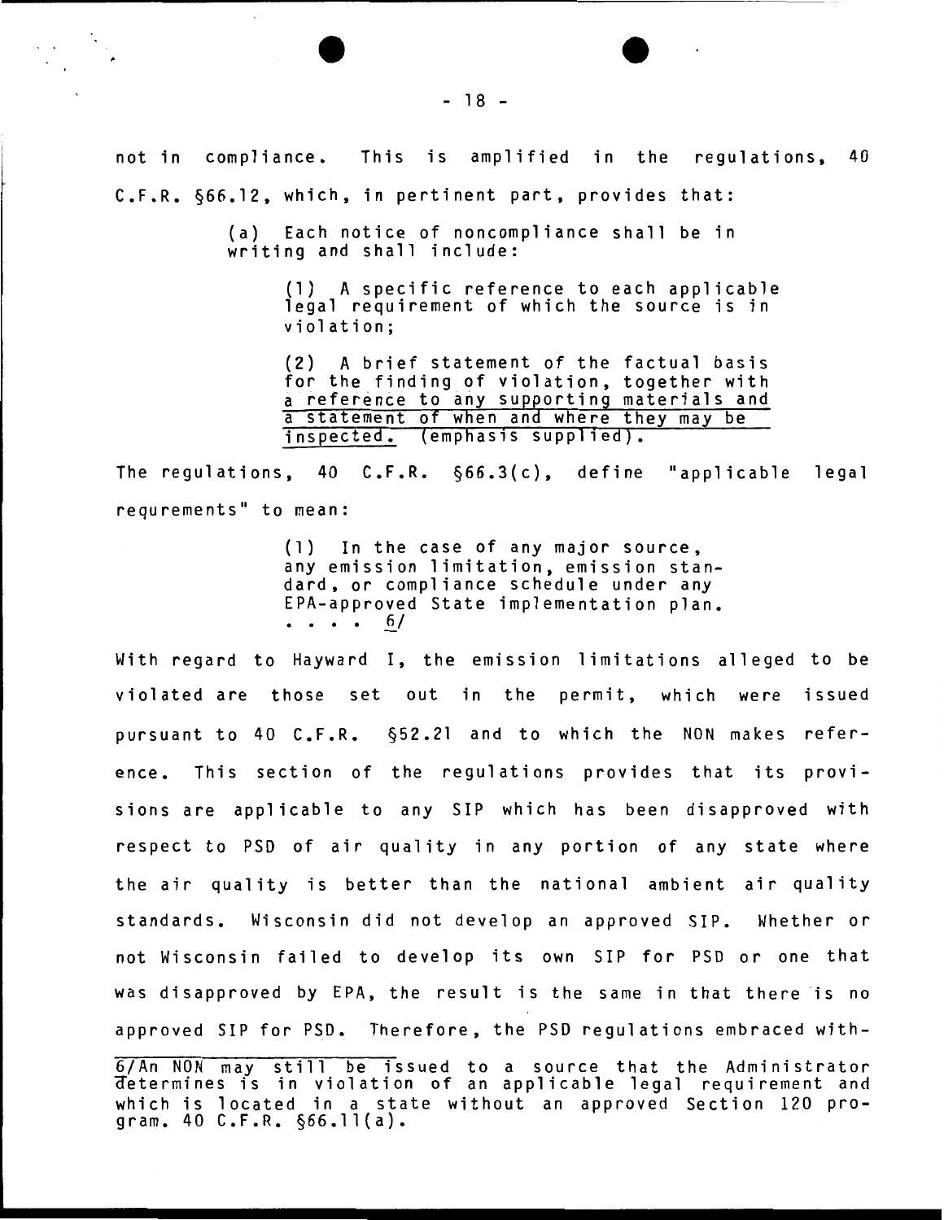not in compliance. This is amplified in the regulations, 40 C.F.R. §66.12, which, in pertinent part, provides that:

> (a) Each notice of noncompliance shall be in writing and shall include:
>
> > (1) A specific reference to each applicable legal requirement of which the source is in violation;
> >
> > (2) A brief statement of the factual basis for the finding of violation, together with <u>a reference to any supporting materials and a statement of when and where they may be inspected.</u> (emphasis supplied).

The regulations, 40 C.F.R. §66.3(c), define "applicable legal requrements" to mean:

> (1) In the case of any major source, any emission limitation, emission standard, or compliance schedule under any EPA-approved State implementation plan. . . . . 6/

With regard to Hayward I, the emission limitations alleged to be violated are those set out in the permit, which were issued pursuant to 40 C.F.R. §52.21 and to which the NON makes reference. This section of the regulations provides that its provisions are applicable to any SIP which has been disapproved with respect to PSD of air quality in any portion of any state where the air quality is better than the national ambient air quality standards. Wisconsin did not develop an approved SIP. Whether or not Wisconsin failed to develop its own SIP for PSD or one that was disapproved by EPA, the result is the same in that there is no approved SIP for PSD. Therefore, the PSD regulations embraced with-

---

6/ An NON may still be issued to a source that the Administrator determines is in violation of an applicable legal requirement and which is located in a state without an approved Section 120 program. 40 C.F.R. §66.11(a).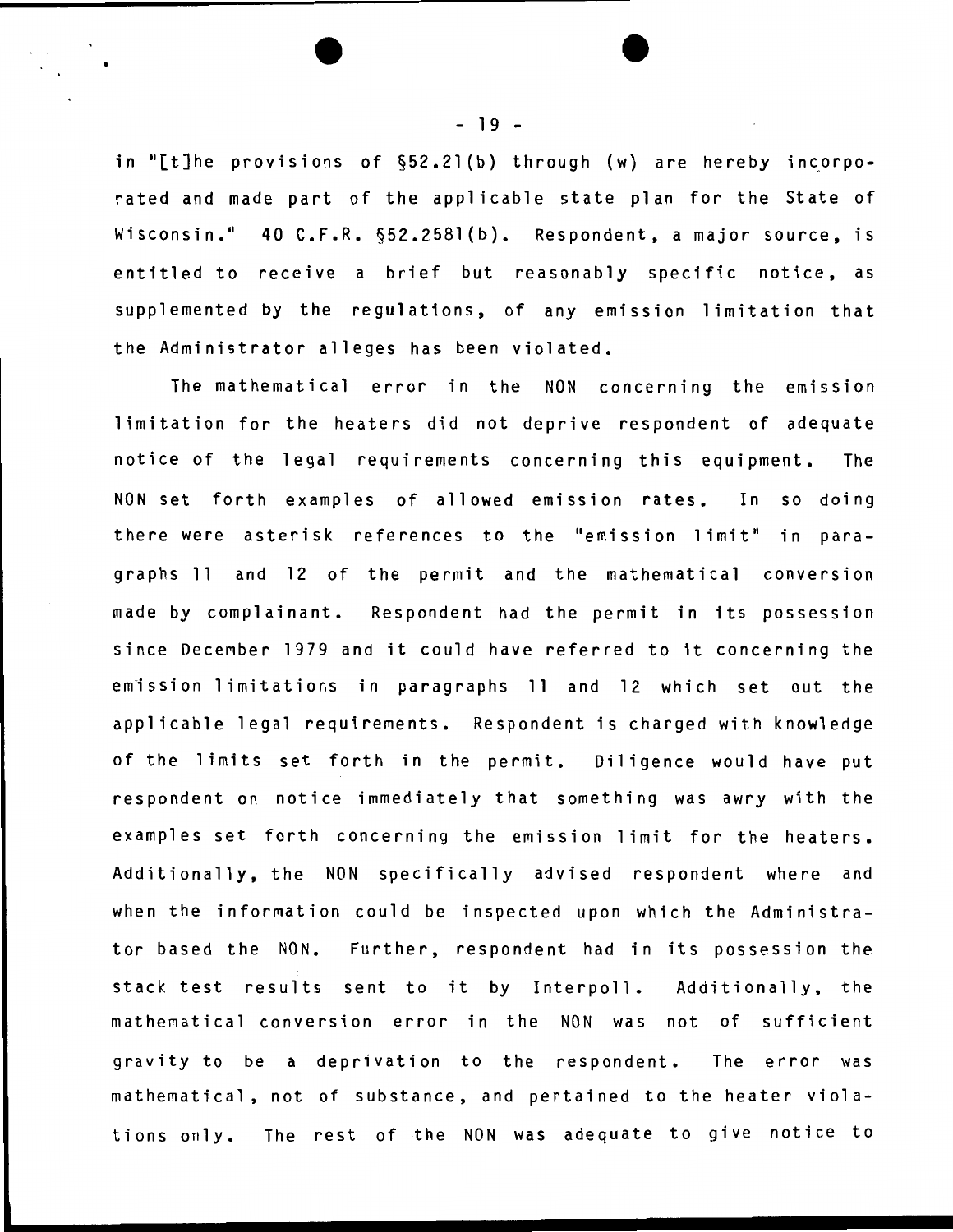in "[t]he provisions of §52.21(b) through (w) are hereby incorporated and made part of the applicable state plan for the State of Wisconsin." 40 C.F.R. §52.2581(b). Respondent, a major source, is entitled to receive a brief but reasonably specific notice, as supplemented by the regulations, of any emission limitation that the Administrator alleges has been violated.

The mathematical error in the NON concerning the emission limitation for the heaters did not deprive respondent of adequate notice of the legal requirements concerning this equipment. The NON set forth examples of allowed emission rates. In so doing there were asterisk references to the "emission limit" in paragraphs 11 and 12 of the permit and the mathematical conversion made by complainant. Respondent had the permit in its possession since December 1979 and it could have referred to it concerning the emission limitations in paragraphs 11 and 12 which set out the applicable legal requirements. Respondent is charged with knowledge of the limits set forth in the permit. Diligence would have put respondent on notice immediately that something was awry with the examples set forth concerning the emission limit for the heaters. Additionally, the NON specifically advised respondent where and when the information could be inspected upon which the Administrator based the NON. Further, respondent had in its possession the stack test results sent to it by Interpoll. Additionally, the mathematical conversion error in the NON was not of sufficient gravity to be a deprivation to the respondent. The error was mathematical, not of substance, and pertained to the heater violations only. The rest of the NON was adequate to give notice to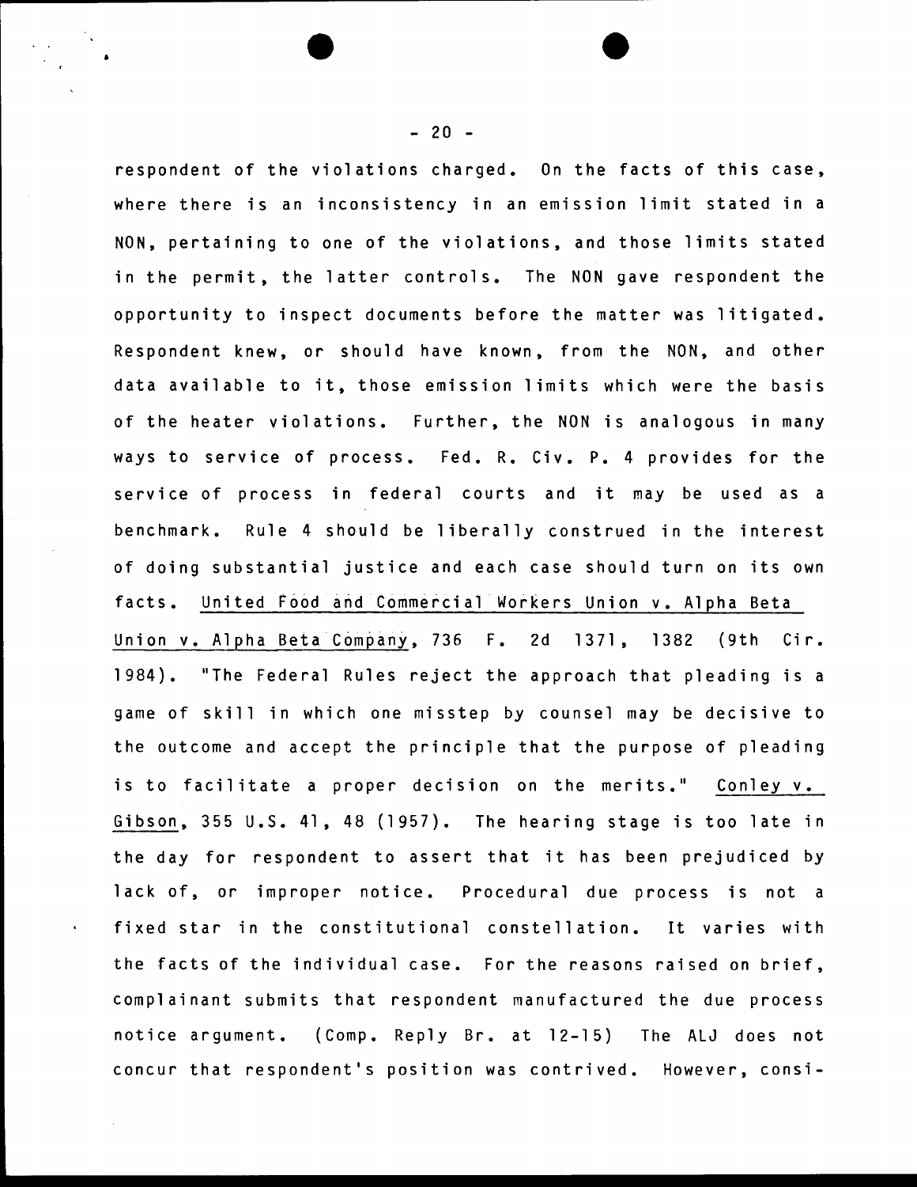respondent of the violations charged. On the facts of this case, where there is an inconsistency in an emission limit stated in a NON, pertaining to one of the violations, and those limits stated in the permit, the latter controls. The NON gave respondent the opportunity to inspect documents before the matter was litigated. Respondent knew, or should have known, from the NON, and other data available to it, those emission limits which were the basis of the heater violations. Further, the NON is analogous in many ways to service of process. Fed. R. Civ. P. 4 provides for the service of process in federal courts and it may be used as a benchmark. Rule 4 should be liberally construed in the interest of doing substantial justice and each case should turn on its own facts. United Food and Commercial Workers Union v. Alpha Beta Union v. Alpha Beta Company, 736 F. 2d 1371, 1382 (9th Cir. 1984). "The Federal Rules reject the approach that pleading is a game of skill in which one misstep by counsel may be decisive to the outcome and accept the principle that the purpose of pleading is to facilitate a proper decision on the merits." Conley v. Gibson, 355 U.S. 41, 48 (1957). The hearing stage is too late in the day for respondent to assert that it has been prejudiced by lack of, or improper notice. Procedural due process is not a fixed star in the constitutional constellation. It varies with the facts of the individual case. For the reasons raised on brief, complainant submits that respondent manufactured the due process notice argument. (Comp. Reply Br. at 12-15) The ALJ does not concur that respondent's position was contrived. However, consi-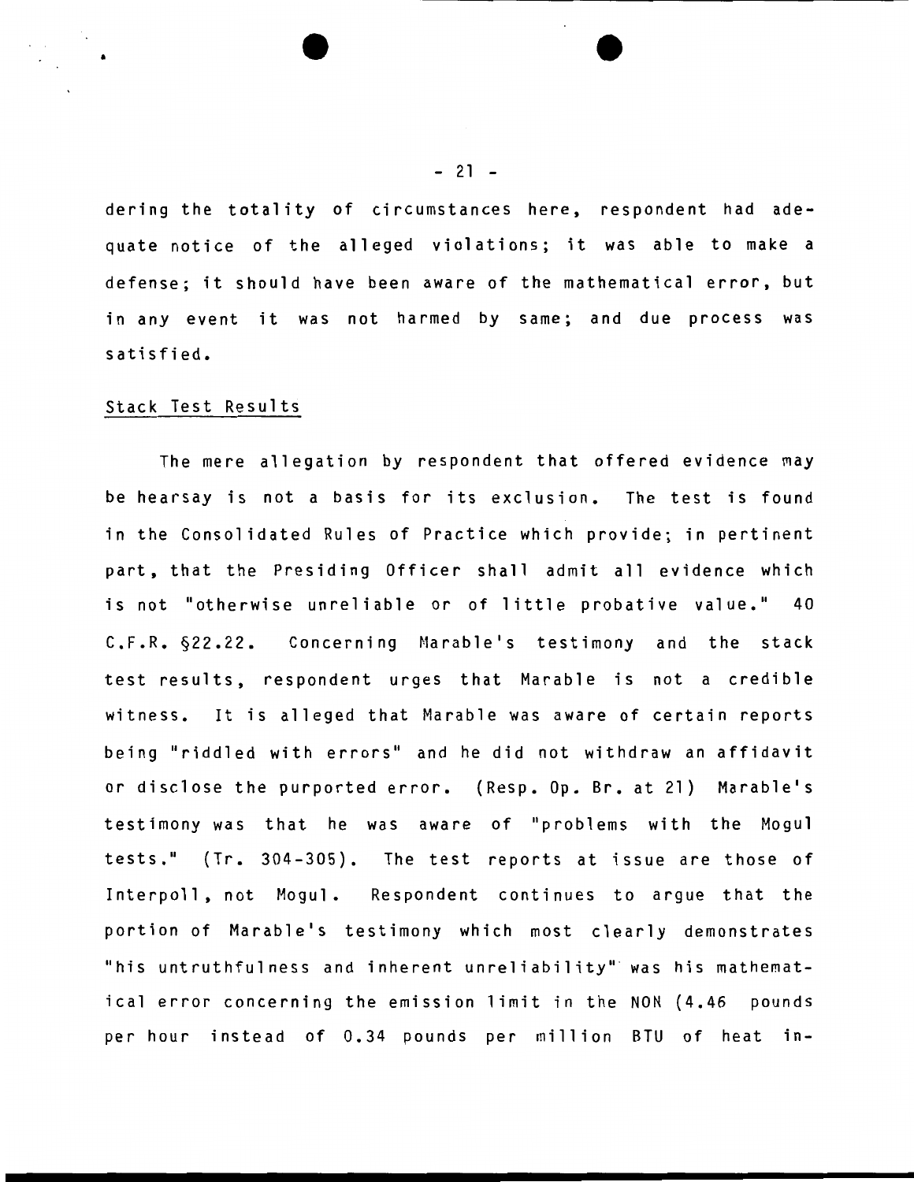dering the totality of circumstances here, respondent had adequate notice of the alleged violations; it was able to make a defense; it should have been aware of the mathematical error, but in any event it was not harmed by same; and due process was satisfied.

Stack Test Results

The mere allegation by respondent that offered evidence may be hearsay is not a basis for its exclusion. The test is found in the Consolidated Rules of Practice which provide; in pertinent part, that the Presiding Officer shall admit all evidence which is not "otherwise unreliable or of little probative value." 40 C.F.R. §22.22. Concerning Marable's testimony and the stack test results, respondent urges that Marable is not a credible witness. It is alleged that Marable was aware of certain reports being "riddled with errors" and he did not withdraw an affidavit or disclose the purported error. (Resp. Op. Br. at 21) Marable's testimony was that he was aware of "problems with the Mogul tests." (Tr. 304-305). The test reports at issue are those of Interpoll, not Mogul. Respondent continues to argue that the portion of Marable's testimony which most clearly demonstrates "his untruthfulness and inherent unreliability" was his mathematical error concerning the emission limit in the NON (4.46 pounds per hour instead of 0.34 pounds per million BTU of heat in-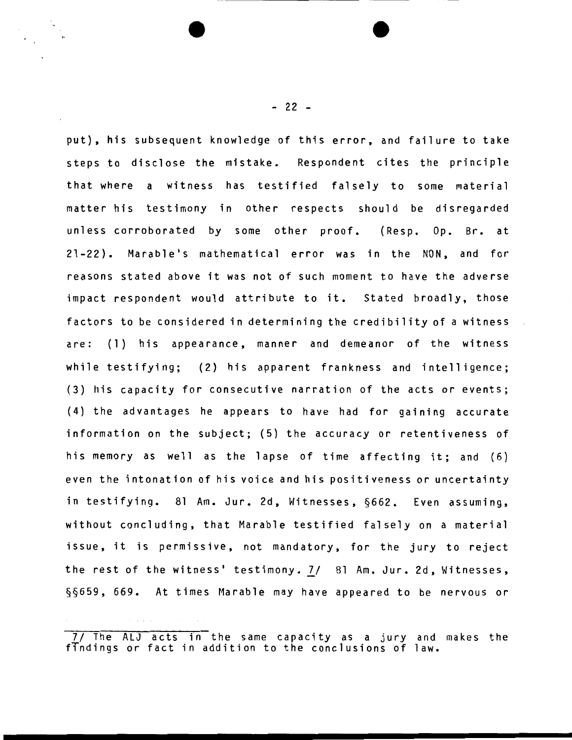put), his subsequent knowledge of this error, and failure to take steps to disclose the mistake. Respondent cites the principle that where a witness has testified falsely to some material matter his testimony in other respects should be disregarded unless corroborated by some other proof. (Resp. Op. Br. at 21-22). Marable's mathematical error was in the NON, and for reasons stated above it was not of such moment to have the adverse impact respondent would attribute to it. Stated broadly, those factors to be considered in determining the credibility of a witness are: (1) his appearance, manner and demeanor of the witness while testifying; (2) his apparent frankness and intelligence; (3) his capacity for consecutive narration of the acts or events; (4) the advantages he appears to have had for gaining accurate information on the subject; (5) the accuracy or retentiveness of his memory as well as the lapse of time affecting it; and (6) even the intonation of his voice and his positiveness or uncertainty in testifying. 81 Am. Jur. 2d, Witnesses, §662. Even assuming, without concluding, that Marable testified falsely on a material issue, it is permissive, not mandatory, for the jury to reject the rest of the witness' testimony. 7/ 81 Am. Jur. 2d, Witnesses, §§659, 669. At times Marable may have appeared to be nervous or

---

7/ The ALJ acts in the same capacity as a jury and makes the findings or fact in addition to the conclusions of law.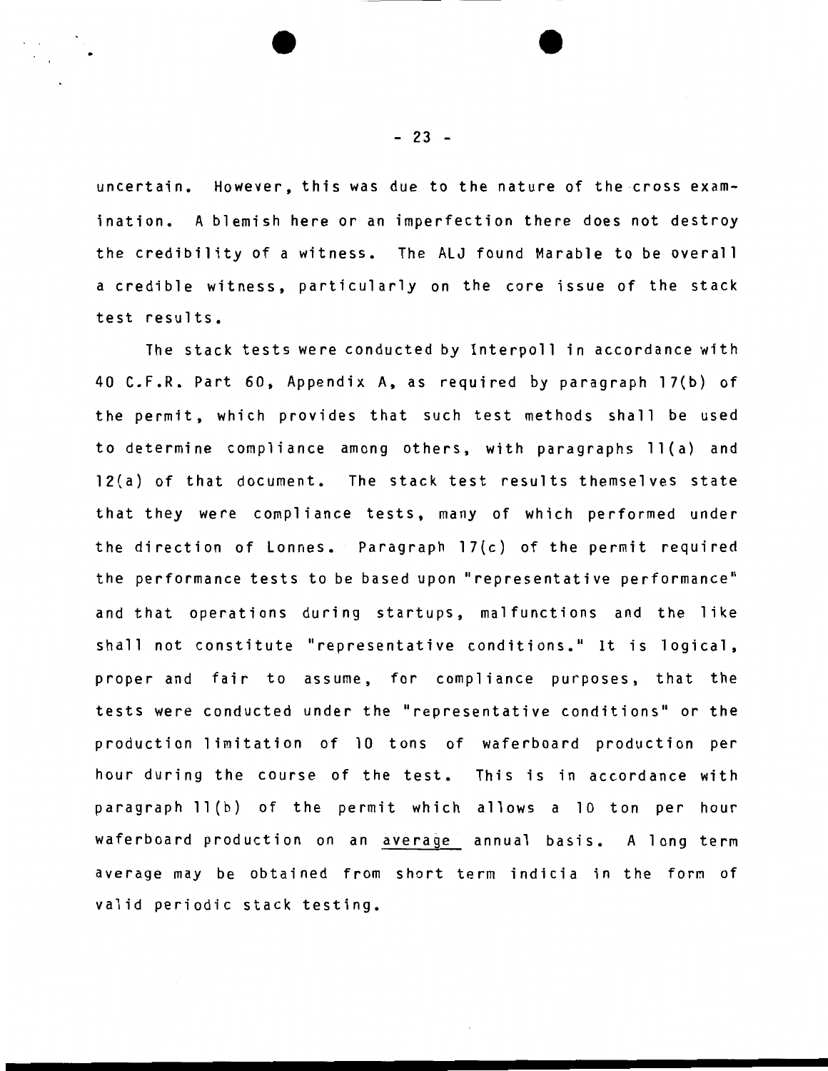uncertain. However, this was due to the nature of the cross examination. A blemish here or an imperfection there does not destroy the credibility of a witness. The ALJ found Marable to be overall a credible witness, particularly on the core issue of the stack test results.

The stack tests were conducted by Interpoll in accordance with 40 C.F.R. Part 60, Appendix A, as required by paragraph 17(b) of the permit, which provides that such test methods shall be used to determine compliance among others, with paragraphs 11(a) and 12(a) of that document. The stack test results themselves state that they were compliance tests, many of which performed under the direction of Lonnes. Paragraph 17(c) of the permit required the performance tests to be based upon "representative performance" and that operations during startups, malfunctions and the like shall not constitute "representative conditions." It is logical, proper and fair to assume, for compliance purposes, that the tests were conducted under the "representative conditions" or the production limitation of 10 tons of waferboard production per hour during the course of the test. This is in accordance with paragraph 11(b) of the permit which allows a 10 ton per hour waferboard production on an <u>average</u> annual basis. A long term average may be obtained from short term indicia in the form of valid periodic stack testing.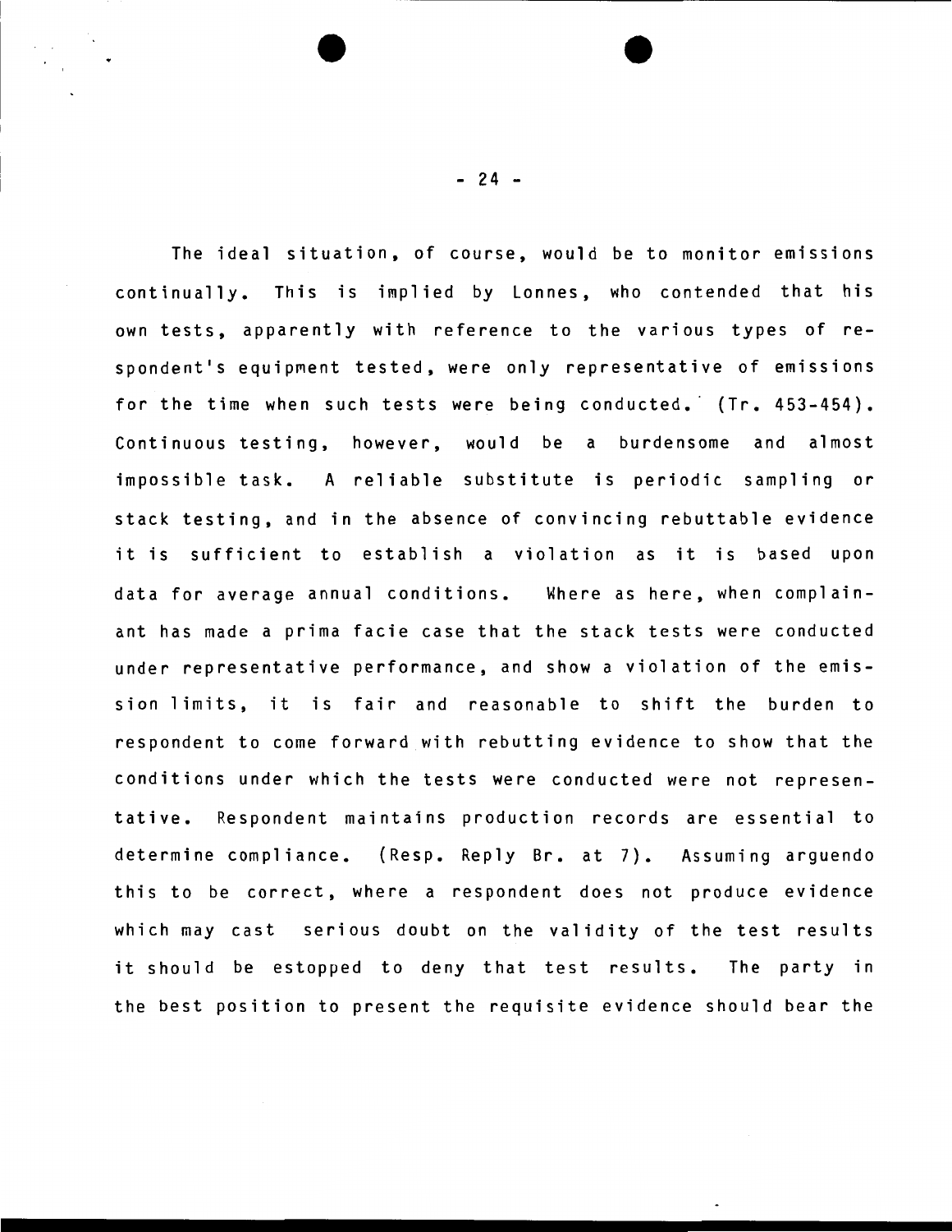The ideal situation, of course, would be to monitor emissions continually. This is implied by Lonnes, who contended that his own tests, apparently with reference to the various types of respondent's equipment tested, were only representative of emissions for the time when such tests were being conducted. (Tr. 453-454). Continuous testing, however, would be a burdensome and almost impossible task. A reliable substitute is periodic sampling or stack testing, and in the absence of convincing rebuttable evidence it is sufficient to establish a violation as it is based upon data for average annual conditions. Where as here, when complainant has made a prima facie case that the stack tests were conducted under representative performance, and show a violation of the emission limits, it is fair and reasonable to shift the burden to respondent to come forward with rebutting evidence to show that the conditions under which the tests were conducted were not representative. Respondent maintains production records are essential to determine compliance. (Resp. Reply Br. at 7). Assuming arguendo this to be correct, where a respondent does not produce evidence which may cast serious doubt on the validity of the test results it should be estopped to deny that test results. The party in the best position to present the requisite evidence should bear the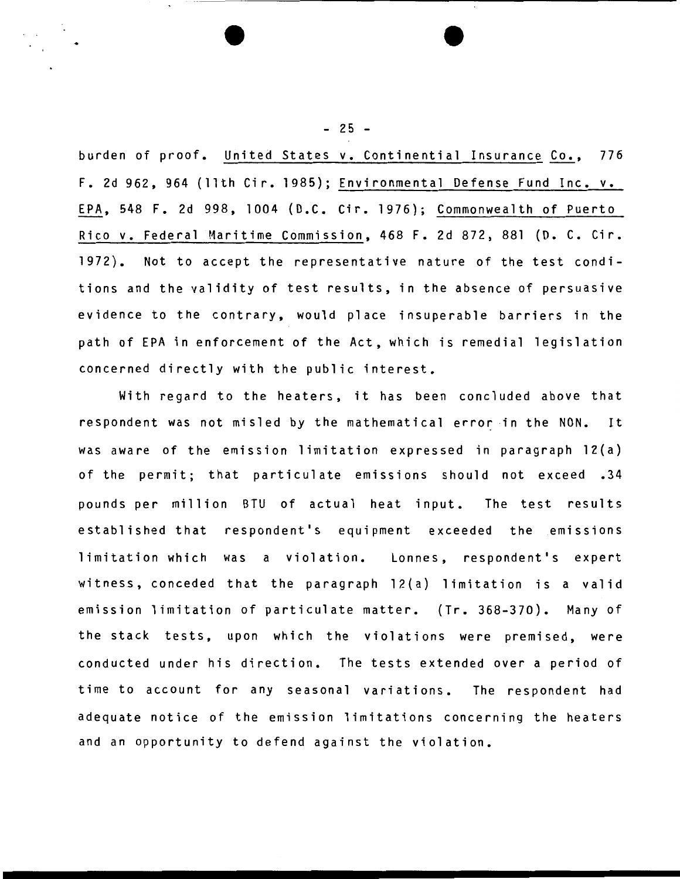burden of proof. United States v. Continential Insurance Co., 776 F. 2d 962, 964 (11th Cir. 1985); Environmental Defense Fund Inc. v. EPA, 548 F. 2d 998, 1004 (D.C. Cir. 1976); Commonwealth of Puerto Rico v. Federal Maritime Commission, 468 F. 2d 872, 881 (D. C. Cir. 1972). Not to accept the representative nature of the test conditions and the validity of test results, in the absence of persuasive evidence to the contrary, would place insuperable barriers in the path of EPA in enforcement of the Act, which is remedial legislation concerned directly with the public interest.

With regard to the heaters, it has been concluded above that respondent was not misled by the mathematical error in the NON. It was aware of the emission limitation expressed in paragraph 12(a) of the permit; that particulate emissions should not exceed .34 pounds per million BTU of actual heat input. The test results established that respondent's equipment exceeded the emissions limitation which was a violation. Lonnes, respondent's expert witness, conceded that the paragraph 12(a) limitation is a valid emission limitation of particulate matter. (Tr. 368-370). Many of the stack tests, upon which the violations were premised, were conducted under his direction. The tests extended over a period of time to account for any seasonal variations. The respondent had adequate notice of the emission limitations concerning the heaters and an opportunity to defend against the violation.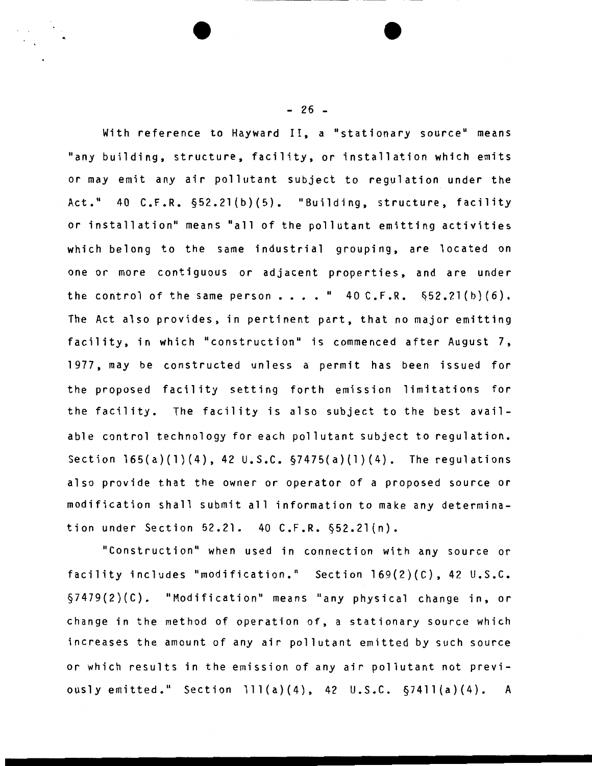With reference to Hayward II, a "stationary source" means "any building, structure, facility, or installation which emits or may emit any air pollutant subject to regulation under the Act." 40 C.F.R. §52.21(b)(5). "Building, structure, facility or installation" means "all of the pollutant emitting activities which belong to the same industrial grouping, are located on one or more contiguous or adjacent properties, and are under the control of the same person . . . . " 40 C.F.R. §52.21(b)(6). The Act also provides, in pertinent part, that no major emitting facility, in which "construction" is commenced after August 7, 1977, may be constructed unless a permit has been issued for the proposed facility setting forth emission limitations for the facility. The facility is also subject to the best available control technology for each pollutant subject to regulation. Section 165(a)(1)(4), 42 U.S.C. §7475(a)(1)(4). The regulations also provide that the owner or operator of a proposed source or modification shall submit all information to make any determination under Section 52.21. 40 C.F.R. §52.21(n).

"Construction" when used in connection with any source or facility includes "modification." Section 169(2)(C), 42 U.S.C. §7479(2)(C). "Modification" means "any physical change in, or change in the method of operation of, a stationary source which increases the amount of any air pollutant emitted by such source or which results in the emission of any air pollutant not previously emitted." Section 111(a)(4), 42 U.S.C. §7411(a)(4). A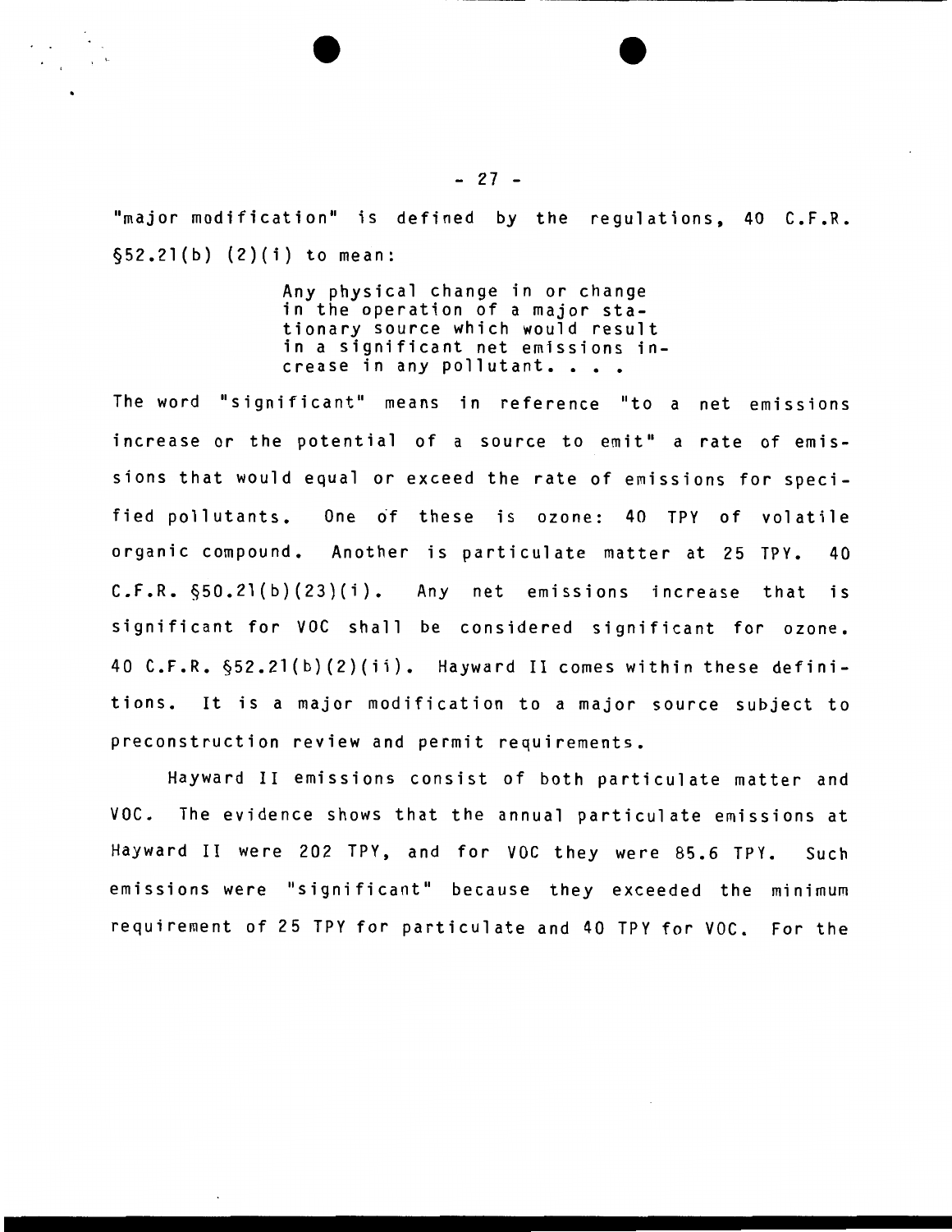"major modification" is defined by the regulations, 40 C.F.R. §52.21(b) (2)(i) to mean:

> Any physical change in or change in the operation of a major stationary source which would result in a significant net emissions increase in any pollutant. . . .

The word "significant" means in reference "to a net emissions increase or the potential of a source to emit" a rate of emissions that would equal or exceed the rate of emissions for specified pollutants. One of these is ozone: 40 TPY of volatile organic compound. Another is particulate matter at 25 TPY. 40 C.F.R. §50.21(b)(23)(i). Any net emissions increase that is significant for VOC shall be considered significant for ozone. 40 C.F.R. §52.21(b)(2)(ii). Hayward II comes within these definitions. It is a major modification to a major source subject to preconstruction review and permit requirements.

Hayward II emissions consist of both particulate matter and VOC. The evidence shows that the annual particulate emissions at Hayward II were 202 TPY, and for VOC they were 85.6 TPY. Such emissions were "significant" because they exceeded the minimum requirement of 25 TPY for particulate and 40 TPY for VOC. For the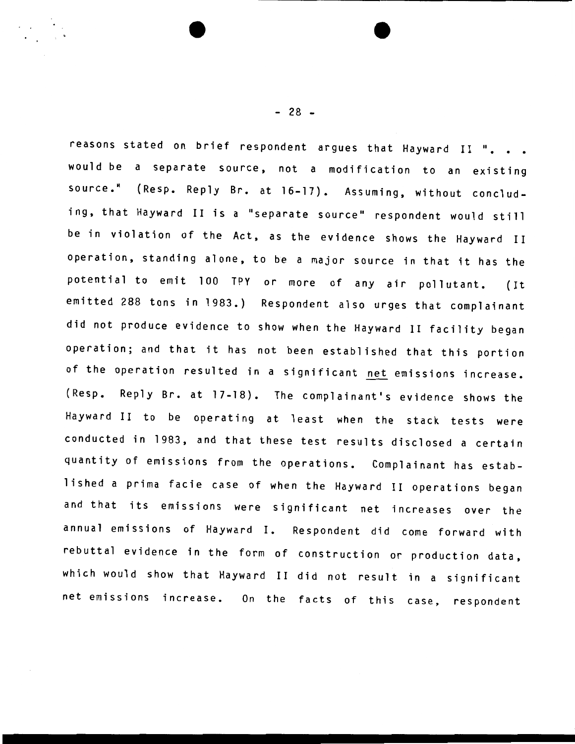reasons stated on brief respondent argues that Hayward II ". . . would be a separate source, not a modification to an existing source." (Resp. Reply Br. at 16-17). Assuming, without concluding, that Hayward II is a "separate source" respondent would still be in violation of the Act, as the evidence shows the Hayward II operation, standing alone, to be a major source in that it has the potential to emit 100 TPY or more of any air pollutant. (It emitted 288 tons in 1983.) Respondent also urges that complainant did not produce evidence to show when the Hayward II facility began operation; and that it has not been established that this portion of the operation resulted in a significant net emissions increase. (Resp. Reply Br. at 17-18). The complainant's evidence shows the Hayward II to be operating at least when the stack tests were conducted in 1983, and that these test results disclosed a certain quantity of emissions from the operations. Complainant has established a prima facie case of when the Hayward II operations began and that its emissions were significant net increases over the annual emissions of Hayward I. Respondent did come forward with rebuttal evidence in the form of construction or production data, which would show that Hayward II did not result in a significant net emissions increase. On the facts of this case, respondent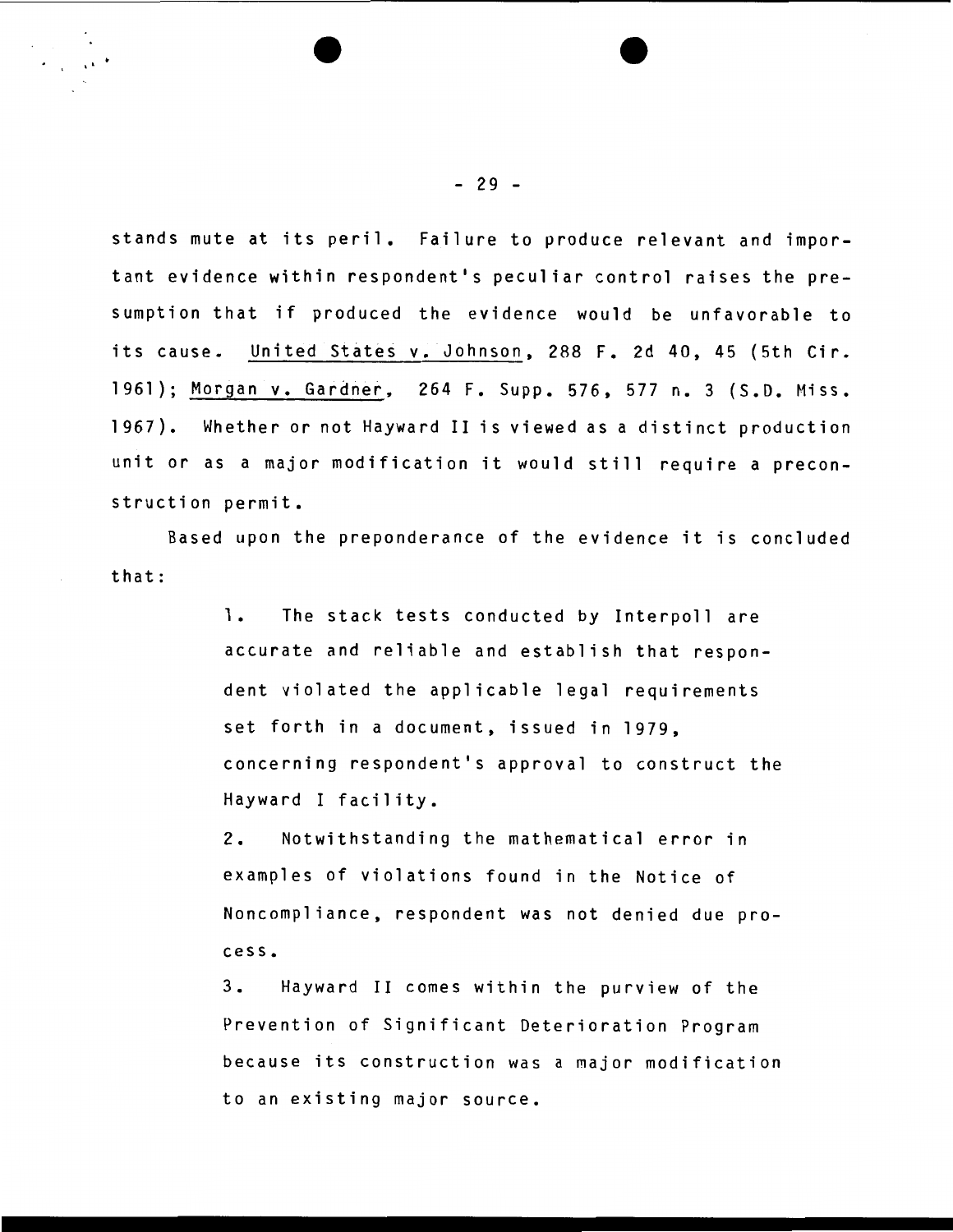stands mute at its peril. Failure to produce relevant and important evidence within respondent's peculiar control raises the presumption that if produced the evidence would be unfavorable to its cause. United States v. Johnson, 288 F. 2d 40, 45 (5th Cir. 1961); Morgan v. Gardner, 264 F. Supp. 576, 577 n. 3 (S.D. Miss. 1967). Whether or not Hayward II is viewed as a distinct production unit or as a major modification it would still require a preconstruction permit.

Based upon the preponderance of the evidence it is concluded that:

> 1. The stack tests conducted by Interpoll are accurate and reliable and establish that respondent violated the applicable legal requirements set forth in a document, issued in 1979, concerning respondent's approval to construct the Hayward I facility.
>
> 2. Notwithstanding the mathematical error in examples of violations found in the Notice of Noncompliance, respondent was not denied due process.
>
> 3. Hayward II comes within the purview of the Prevention of Significant Deterioration Program because its construction was a major modification to an existing major source.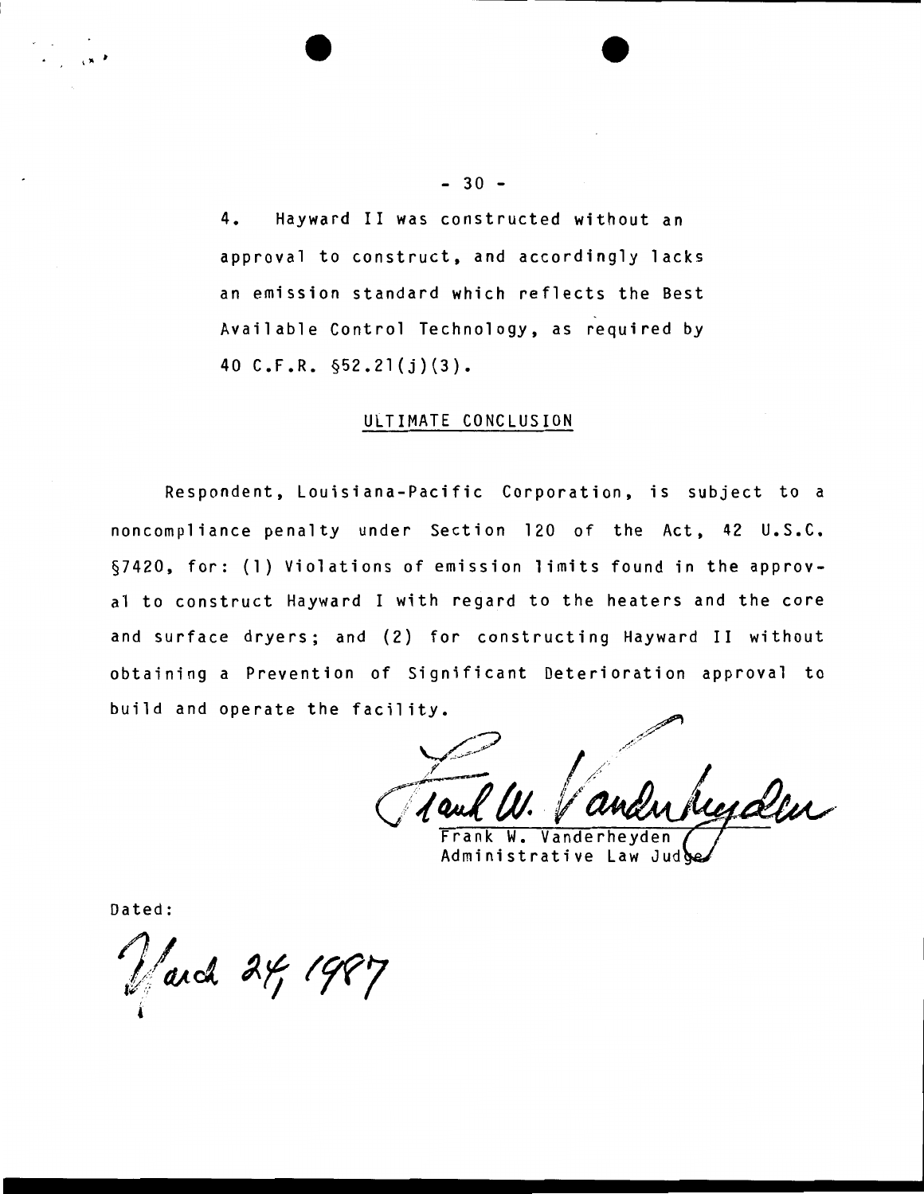4. Hayward II was constructed without an approval to construct, and accordingly lacks an emission standard which reflects the Best Available Control Technology, as required by 40 C.F.R. §52.21(j)(3).

## ULTIMATE CONCLUSION

Respondent, Louisiana-Pacific Corporation, is subject to a noncompliance penalty under Section 120 of the Act, 42 U.S.C. §7420, for: (1) Violations of emission limits found in the approval to construct Hayward I with regard to the heaters and the core and surface dryers; and (2) for constructing Hayward II without obtaining a Prevention of Significant Deterioration approval to build and operate the facility.

Frank W. Vanderheyden
Administrative Law Judge

Dated:

March 24, 1987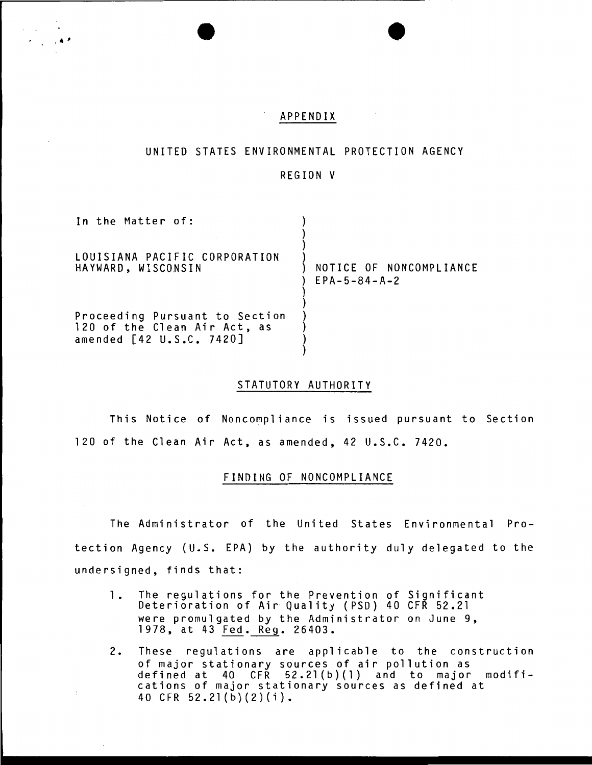## APPENDIX

## UNITED STATES ENVIRONMENTAL PROTECTION AGENCY

## REGION V

| | |
|---|---|
| In the Matter of:<br><br>LOUISIANA PACIFIC CORPORATION<br>HAYWARD, WISCONSIN<br><br>Proceeding Pursuant to Section 120 of the Clean Air Act, as amended [42 U.S.C. 7420] | NOTICE OF NONCOMPLIANCE<br>EPA-5-84-A-2 |

### STATUTORY AUTHORITY

This Notice of Noncompliance is issued pursuant to Section 120 of the Clean Air Act, as amended, 42 U.S.C. 7420.

### FINDING OF NONCOMPLIANCE

The Administrator of the United States Environmental Protection Agency (U.S. EPA) by the authority duly delegated to the undersigned, finds that:

1. The regulations for the Prevention of Significant Deterioration of Air Quality (PSD) 40 CFR 52.21 were promulgated by the Administrator on June 9, 1978, at 43 Fed. Reg. 26403.

2. These regulations are applicable to the construction of major stationary sources of air pollution as defined at 40 CFR 52.21(b)(1) and to major modifications of major stationary sources as defined at 40 CFR 52.21(b)(2)(i).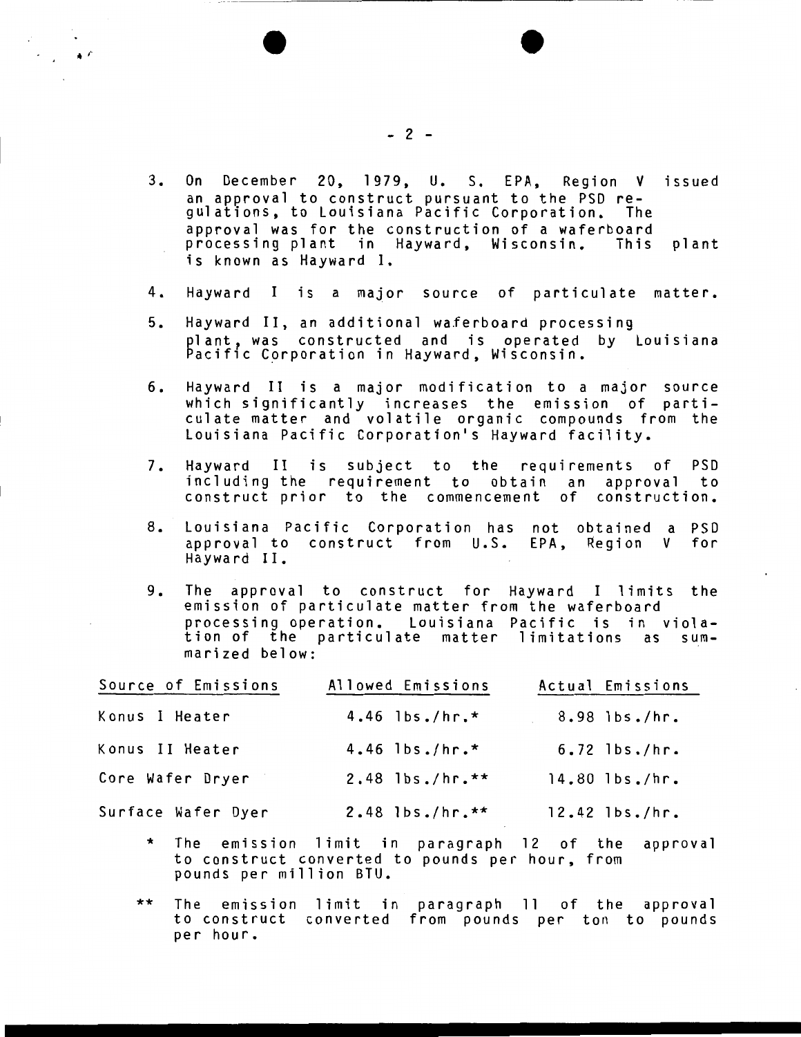3. On December 20, 1979, U. S. EPA, Region V issued an approval to construct pursuant to the PSD regulations, to Louisiana Pacific Corporation. The approval was for the construction of a waferboard processing plant in Hayward, Wisconsin. This plant is known as Hayward I.

4. Hayward I is a major source of particulate matter.

5. Hayward II, an additional waferboard processing plant, was constructed and is operated by Louisiana Pacific Corporation in Hayward, Wisconsin.

6. Hayward II is a major modification to a major source which significantly increases the emission of particulate matter and volatile organic compounds from the Louisiana Pacific Corporation's Hayward facility.

7. Hayward II is subject to the requirements of PSD including the requirement to obtain an approval to construct prior to the commencement of construction.

8. Louisiana Pacific Corporation has not obtained a PSD approval to construct from U.S. EPA, Region V for Hayward II.

9. The approval to construct for Hayward I limits the emission of particulate matter from the waferboard processing operation. Louisiana Pacific is in violation of the particulate matter limitations as summarized below:

| Source of Emissions | Allowed Emissions | Actual Emissions |
|---|---|---|
| Konus I Heater | 4.46 lbs./hr.* | 8.98 lbs./hr. |
| Konus II Heater | 4.46 lbs./hr.* | 6.72 lbs./hr. |
| Core Wafer Dryer | 2.48 lbs./hr.** | 14.80 lbs./hr. |
| Surface Wafer Dyer | 2.48 lbs./hr.** | 12.42 lbs./hr. |

\* The emission limit in paragraph 12 of the approval to construct converted to pounds per hour, from pounds per million BTU.

\** The emission limit in paragraph 11 of the approval to construct converted from pounds per ton to pounds per hour.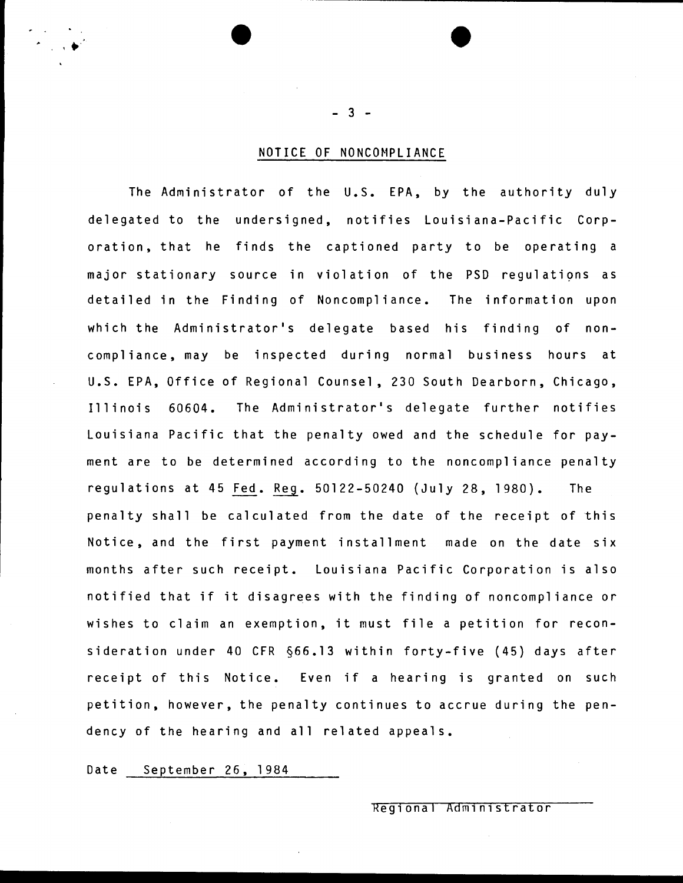## NOTICE OF NONCOMPLIANCE

The Administrator of the U.S. EPA, by the authority duly delegated to the undersigned, notifies Louisiana-Pacific Corporation, that he finds the captioned party to be operating a major stationary source in violation of the PSD regulations as detailed in the Finding of Noncompliance. The information upon which the Administrator's delegate based his finding of noncompliance, may be inspected during normal business hours at U.S. EPA, Office of Regional Counsel, 230 South Dearborn, Chicago, Illinois 60604. The Administrator's delegate further notifies Louisiana Pacific that the penalty owed and the schedule for payment are to be determined according to the noncompliance penalty regulations at 45 Fed. Reg. 50122-50240 (July 28, 1980). The penalty shall be calculated from the date of the receipt of this Notice, and the first payment installment made on the date six months after such receipt. Louisiana Pacific Corporation is also notified that if it disagrees with the finding of noncompliance or wishes to claim an exemption, it must file a petition for reconsideration under 40 CFR §66.13 within forty-five (45) days after receipt of this Notice. Even if a hearing is granted on such petition, however, the penalty continues to accrue during the pendency of the hearing and all related appeals.

Date September 26, 1984

Regional Administrator